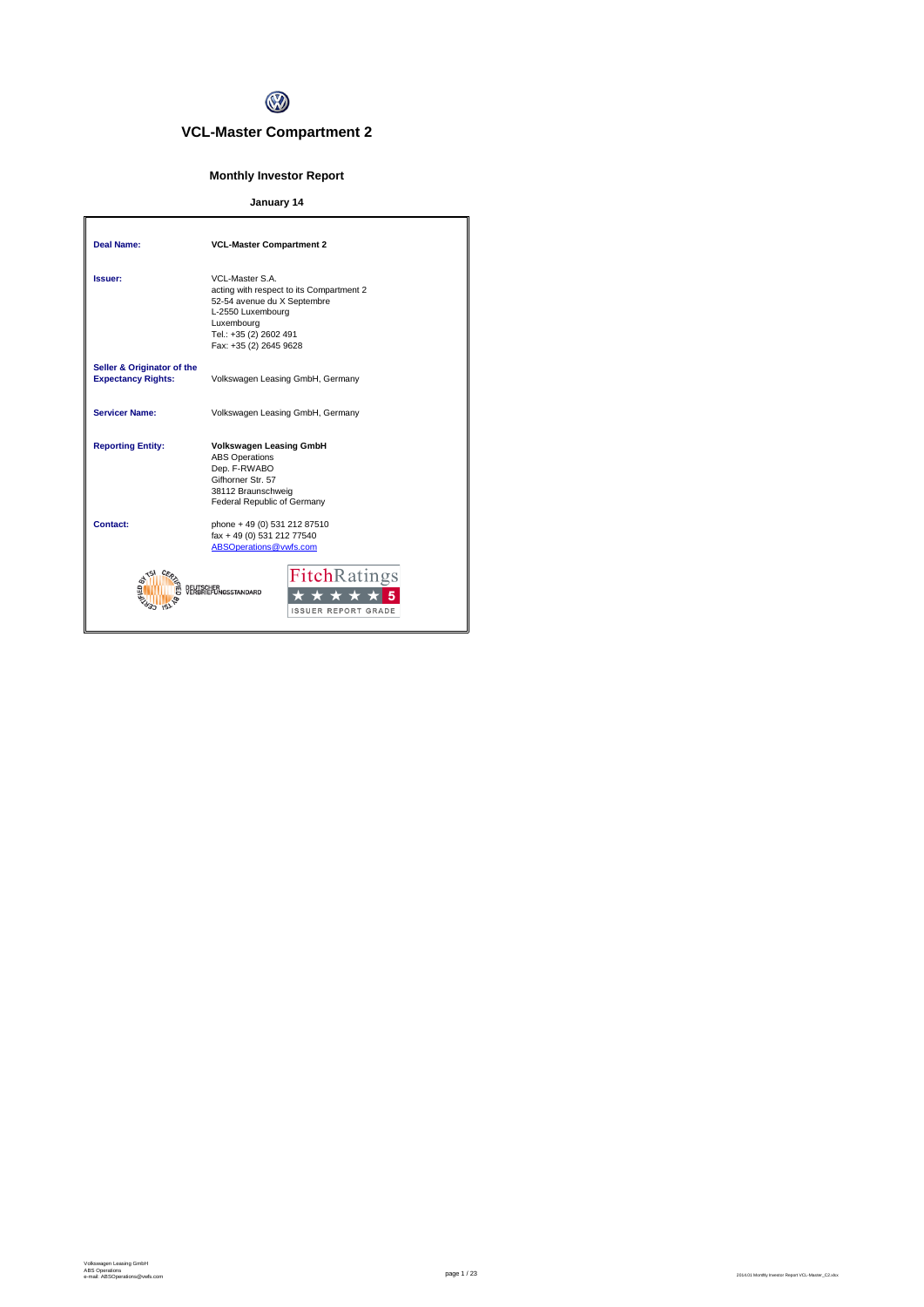# VCL-Master Compartment 2

## Monthly Investor Report

**January 14**

| | |
|---|---|
| **Deal Name:** | **VCL-Master Compartment 2** |
| **Issuer:** | VCL-Master S.A.<br>acting with respect to its Compartment 2<br>52-54 avenue du X Septembre<br>L-2550 Luxembourg<br>Luxembourg<br>Tel.: +35 (2) 2602 491<br>Fax: +35 (2) 2645 9628 |
| **Seller & Originator of the Expectancy Rights:** | Volkswagen Leasing GmbH, Germany |
| **Servicer Name:** | Volkswagen Leasing GmbH, Germany |
| **Reporting Entity:** | **Volkswagen Leasing GmbH**<br>ABS Operations<br>Dep. F-RWABO<br>Gifhorner Str. 57<br>38112 Braunschweig<br>Federal Republic of Germany |
| **Contact:** | phone + 49 (0) 531 212 87510<br>fax + 49 (0) 531 212 77540<br>ABSOperations@vwfs.com |

CERTIFIED BY TSI DEUTSCHER VERBRIEFUNGSSTANDARD

FitchRatings ★★★★★ 5 ISSUER REPORT GRADE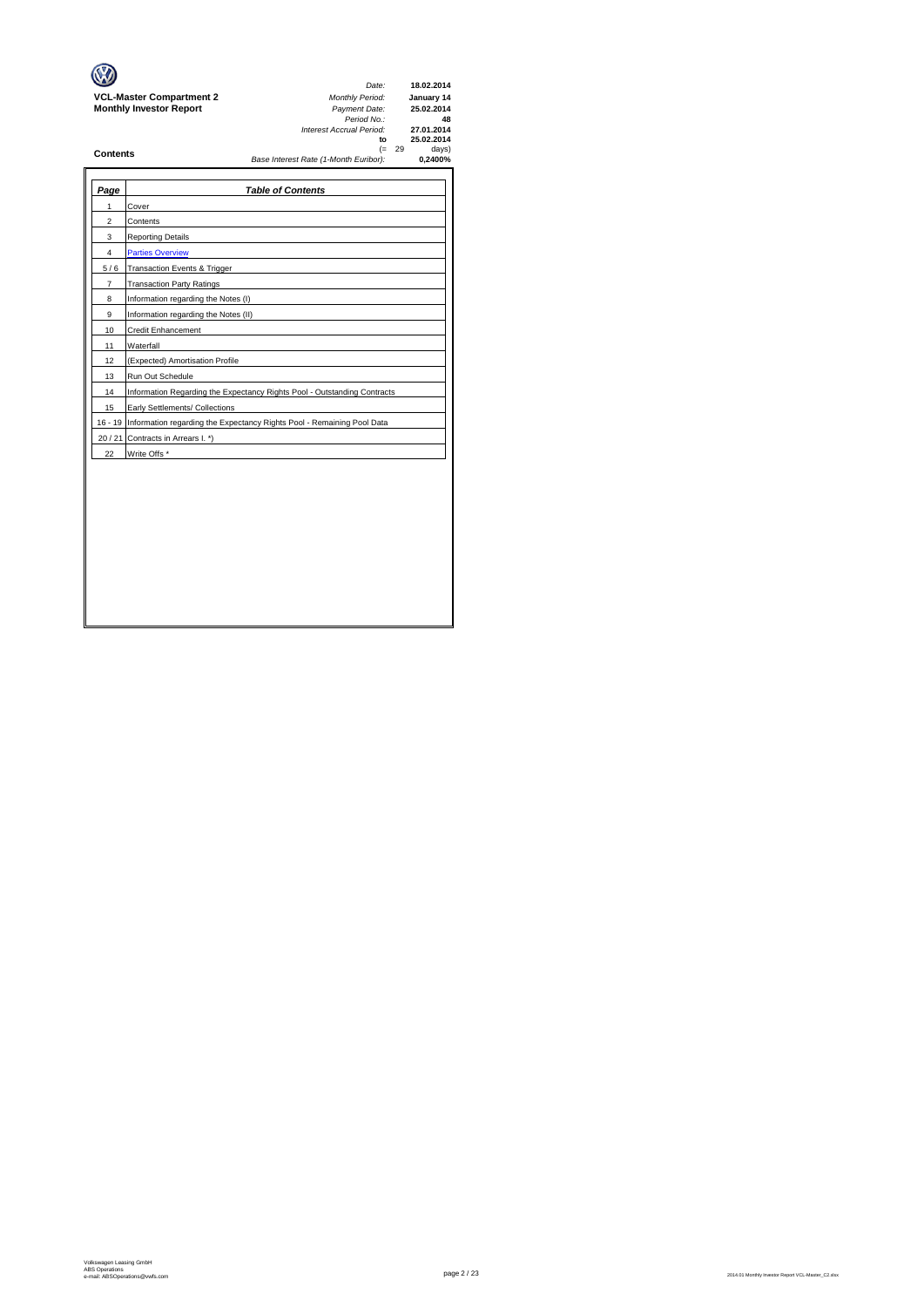**VCL-Master Compartment 2**
**Monthly Investor Report**

| | |
|---|---|
| *Date:* | **18.02.2014** |
| *Monthly Period:* | **January 14** |
| *Payment Date:* | **25.02.2014** |
| *Period No.:* | **48** |
| *Interest Accrual Period:* | **27.01.2014** |
| **to** | **25.02.2014** |
| (= 29 | days) |
| *Base Interest Rate (1-Month Euribor):* | **0,2400%** |

## Contents

| *Page* | *Table of Contents* |
|---|---|
| 1 | Cover |
| 2 | Contents |
| 3 | Reporting Details |
| 4 | Parties Overview |
| 5 / 6 | Transaction Events & Trigger |
| 7 | Transaction Party Ratings |
| 8 | Information regarding the Notes (I) |
| 9 | Information regarding the Notes (II) |
| 10 | Credit Enhancement |
| 11 | Waterfall |
| 12 | (Expected) Amortisation Profile |
| 13 | Run Out Schedule |
| 14 | Information Regarding the Expectancy Rights Pool - Outstanding Contracts |
| 15 | Early Settlements/ Collections |
| 16 - 19 | Information regarding the Expectancy Rights Pool - Remaining Pool Data |
| 20 / 21 | Contracts in Arrears I. *) |
| 22 | Write Offs * |

Volkswagen Leasing GmbH
ABS Operations
e-mail: ABSOperations@vwfs.com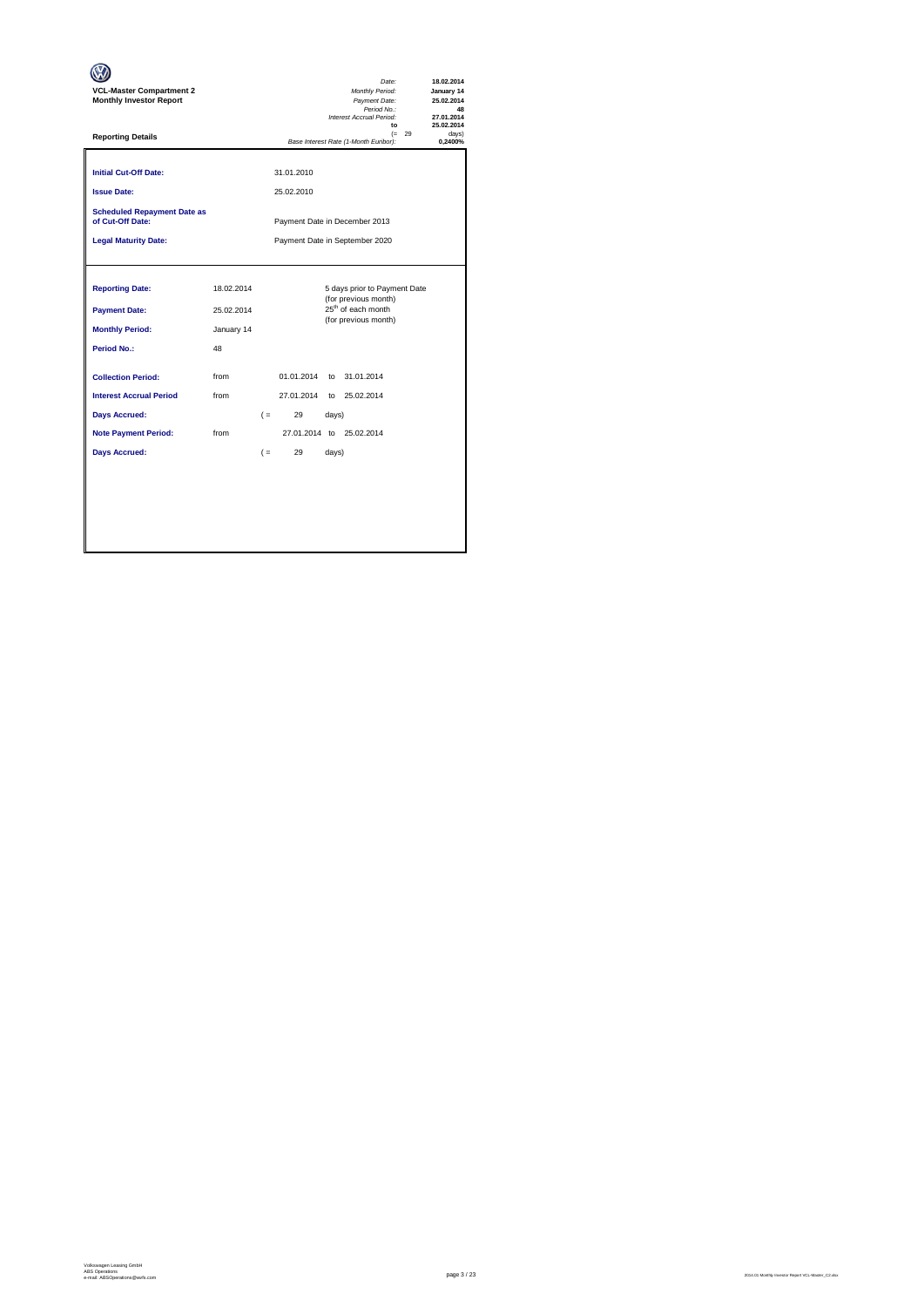**VCL-Master Compartment 2**
**Monthly Investor Report**

| | |
|---|---|
| *Date:* | **18.02.2014** |
| *Monthly Period:* | **January 14** |
| *Payment Date:* | **25.02.2014** |
| *Period No.:* | **48** |
| *Interest Accrual Period:* | **27.01.2014** |
| **to** | **25.02.2014** |
| (= 29 | days) |
| *Base Interest Rate (1-Month Euribor):* | **0,2400%** |

**Reporting Details**

| | | |
|---|---|---|
| **Initial Cut-Off Date:** | 31.01.2010 | |
| **Issue Date:** | 25.02.2010 | |
| **Scheduled Repayment Date as of Cut-Off Date:** | Payment Date in December 2013 | |
| **Legal Maturity Date:** | Payment Date in September 2020 | |

| | | | |
|---|---|---|---|
| **Reporting Date:** | 18.02.2014 | | 5 days prior to Payment Date (for previous month) |
| **Payment Date:** | 25.02.2014 | | 25th of each month (for previous month) |
| **Monthly Period:** | January 14 | | |
| **Period No.:** | 48 | | |
| **Collection Period:** | from | 01.01.2014 to 31.01.2014 | |
| **Interest Accrual Period** | from | 27.01.2014 to 25.02.2014 | |
| **Days Accrued:** | | ( = 29 days) | |
| **Note Payment Period:** | from | 27.01.2014 to 25.02.2014 | |
| **Days Accrued:** | | ( = 29 days) | |

Volkswagen Leasing GmbH
ABS Operations
e-mail: ABSOperations@vwfs.com

2014.01 Monthly Investor Report VCL-Master_C2.xlsx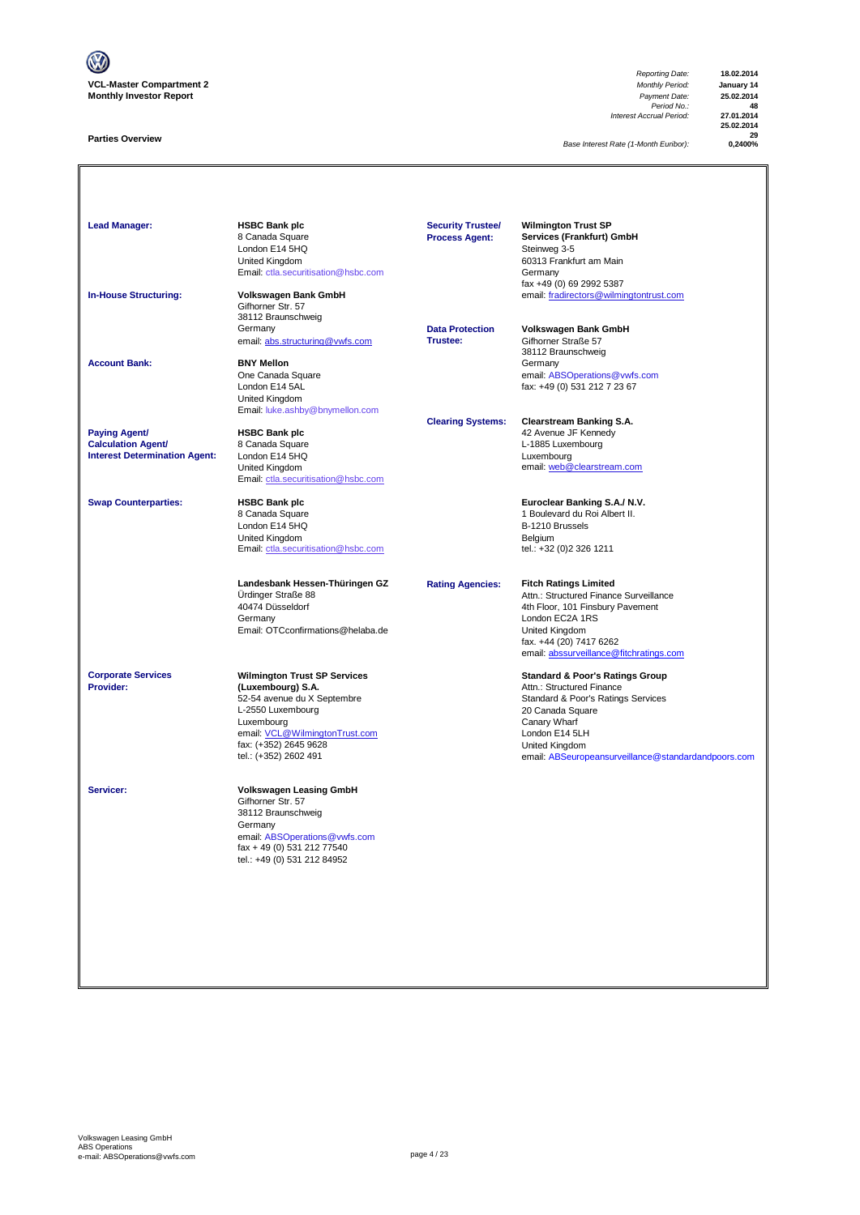**VCL-Master Compartment 2**
**Monthly Investor Report**

| | |
|---|---|
| *Reporting Date:* | **18.02.2014** |
| *Monthly Period:* | **January 14** |
| *Payment Date:* | **25.02.2014** |
| *Period No.:* | **48** |
| *Interest Accrual Period:* | **27.01.2014** |
| | **25.02.2014** |
| | **29** |
| *Base Interest Rate (1-Month Euribor):* | **0,2400%** |

## Parties Overview

**Lead Manager:**
**HSBC Bank plc**
8 Canada Square
London E14 5HQ
United Kingdom
Email: ctla.securitisation@hsbc.com

**In-House Structuring:**
**Volkswagen Bank GmbH**
Gifhorner Str. 57
38112 Braunschweig
Germany
email: abs.structuring@vwfs.com

**Account Bank:**
**BNY Mellon**
One Canada Square
London E14 5AL
United Kingdom
Email: luke.ashby@bnymellon.com

**Paying Agent/ Calculation Agent/ Interest Determination Agent:**
**HSBC Bank plc**
8 Canada Square
London E14 5HQ
United Kingdom
Email: ctla.securitisation@hsbc.com

**Swap Counterparties:**
**HSBC Bank plc**
8 Canada Square
London E14 5HQ
United Kingdom
Email: ctla.securitisation@hsbc.com

**Landesbank Hessen-Thüringen GZ**
Ürdinger Straße 88
40474 Düsseldorf
Germany
Email: OTCconfirmations@helaba.de

**Corporate Services Provider:**
**Wilmington Trust SP Services (Luxembourg) S.A.**
52-54 avenue du X Septembre
L-2550 Luxembourg
Luxembourg
email: VCL@WilmingtonTrust.com
fax: (+352) 2645 9628
tel.: (+352) 2602 491

**Servicer:**
**Volkswagen Leasing GmbH**
Gifhorner Str. 57
38112 Braunschweig
Germany
email: ABSOperations@vwfs.com
fax + 49 (0) 531 212 77540
tel.: +49 (0) 531 212 84952

**Security Trustee/ Process Agent:**
**Wilmington Trust SP Services (Frankfurt) GmbH**
Steinweg 3-5
60313 Frankfurt am Main
Germany
fax +49 (0) 69 2992 5387
email: fradirectors@wilmingtontrust.com

**Data Protection Trustee:**
**Volkswagen Bank GmbH**
Gifhorner Straße 57
38112 Braunschweig
Germany
email: ABSOperations@vwfs.com
fax: +49 (0) 531 212 7 23 67

**Clearing Systems:**
**Clearstream Banking S.A.**
42 Avenue JF Kennedy
L-1885 Luxembourg
Luxembourg
email: web@clearstream.com

**Euroclear Banking S.A./ N.V.**
1 Boulevard du Roi Albert II.
B-1210 Brussels
Belgium
tel.: +32 (0)2 326 1211

**Rating Agencies:**
**Fitch Ratings Limited**
Attn.: Structured Finance Surveillance
4th Floor, 101 Finsbury Pavement
London EC2A 1RS
United Kingdom
fax. +44 (20) 7417 6262
email: abssurveillance@fitchratings.com

**Standard & Poor's Ratings Group**
Attn.: Structured Finance
Standard & Poor's Ratings Services
20 Canada Square
Canary Wharf
London E14 5LH
United Kingdom
email: ABSeuropeansurveillance@standardandpoors.com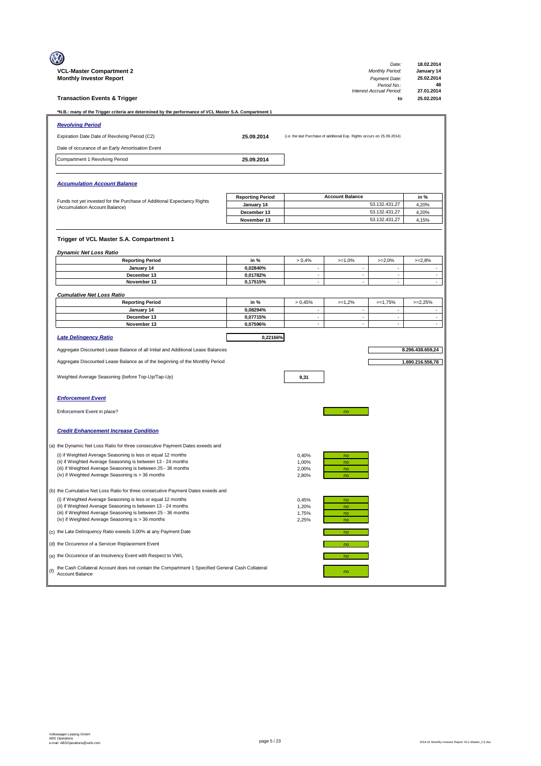**VCL-Master Compartment 2**
**Monthly Investor Report**

| | |
|---|---|
| *Date:* | **18.02.2014** |
| *Monthly Period:* | **January 14** |
| *Payment Date:* | **25.02.2014** |
| *Period No.:* | **48** |
| *Interest Accrual Period:* | **27.01.2014** |
| **to** | **25.02.2014** |

**Transaction Events & Trigger**

***N.B.: many of the Trigger criteria are determined by the performance of VCL Master S.A. Compartment 1**

### *Revolving Period*

Expiration Date Date of Revolving Period (C2) **25.09.2014** (i.e. the last Purchase of additional Exp. Rights occurs on 25.09.2014)

Date of occurance of an Early Amortisation Event

Compartment 1 Revolving Period **25.09.2014**

### *Accumulation Account Balance*

Funds not yet invested for the Purchase of Additional Expectancy Rights (Accumulation Account Balance)

| Reporting Period | Account Balance | in % |
|---|---|---|
| January 14 | 53.132.431,27 | 4,20% |
| December 13 | 53.132.431,27 | 4,20% |
| November 13 | 53.132.431,27 | 4,15% |

### Trigger of VCL Master S.A. Compartment 1

*Dynamic Net Loss Ratio*

| Reporting Period | in % | > 0,4% | >=1,0% | >=2,0% | >=2,8% |
|---|---|---|---|---|---|
| January 14 | 0,02840% | - | - | - | - |
| December 13 | 0,01782% | - | - | - | - |
| November 13 | 0,17515% | - | - | - | - |

*Cumulative Net Loss Ratio*

| Reporting Period | in % | > 0,45% | >=1,2% | >=1,75% | >=2,25% |
|---|---|---|---|---|---|
| January 14 | 0,08294% | - | - | - | - |
| December 13 | 0,07715% | - | - | - | - |
| November 13 | 0,07596% | - | - | - | - |

***Late Delinquency Ratio*** **0,22166%**

Aggregate Discounted Lease Balance of all Initial and Additional Lease Balances **8.296.438.659,24**

Aggregate Discounted Lease Balance as of the beginning of the Monthly Period **1.690.216.556,78**

Weighted Average Seasoning (before Top-Up/Tap-Up) **9,31**

### *Enforcement Event*

Enforcement Event in place? no

### *Credit Enhancement Increase Condition*

(a) the Dynamic Net Loss Ratio for three consecutive Payment Dates exeeds and

| | | |
|---|---|---|
| (i) if Weighted Average Seasoning is less or equal 12 months | 0,40% | no |
| (ii) if Weighted Average Seasoning is between 13 - 24 months | 1,00% | no |
| (iii) if Weighted Average Seasoning is between 25 - 36 months | 2,00% | no |
| (iv) if Weighted Average Seasoning is > 36 months | 2,80% | no |

(b) the Cumulative Net Loss Ratio for three consecutive Payment Dates exeeds and

| | | |
|---|---|---|
| (i) if Weighted Average Seasoning is less or equal 12 months | 0,45% | no |
| (ii) if Weighted Average Seasoning is between 13 - 24 months | 1,20% | no |
| (iii) if Weighted Average Seasoning is between 25 - 36 months | 1,75% | no |
| (iv) if Weighted Average Seasoning is > 36 months | 2,25% | no |

(c) the Late Delinquency Ratio exeeds 3,00% at any Payment Date — no

(d) the Occurence of a Servicer Replacement Event — no

(e) the Occurence of an Insolvency Event with Respect to VWL — no

(f) the Cash Collateral Account does not contain the Compartment 1 Specified General Cash Collateral Account Balance — no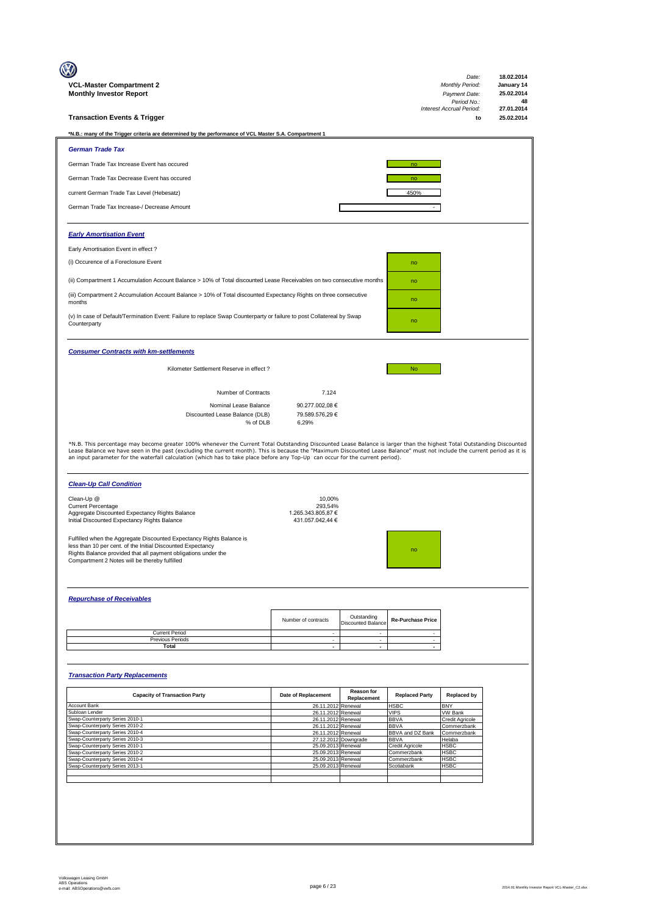**VCL-Master Compartment 2**
**Monthly Investor Report**

| | |
|---|---|
| *Date:* | 18.02.2014 |
| *Monthly Period:* | January 14 |
| *Payment Date:* | 25.02.2014 |
| *Period No.:* | 48 |
| *Interest Accrual Period:* | 27.01.2014 |
| to | 25.02.2014 |

## Transaction Events & Trigger

***N.B.: many of the Trigger criteria are determined by the performance of VCL Master S.A. Compartment 1**

### *German Trade Tax*

| | |
|---|---|
| German Trade Tax Increase Event has occured | no |
| German Trade Tax Decrease Event has occured | no |
| current German Trade Tax Level (Hebesatz) | 450% |
| German Trade Tax Increase-/ Decrease Amount | - |

### *Early Amortisation Event*

Early Amortisation Event in effect ?

| | |
|---|---|
| (i) Occurence of a Foreclosure Event | no |
| (ii) Compartment 1 Accumulation Account Balance > 10% of Total discounted Lease Receivables on two consecutive months | no |
| (iii) Compartment 2 Accumulation Account Balance > 10% of Total discounted Expectancy Rights on three consecutive months | no |
| (v) In case of Default/Termination Event: Failure to replace Swap Counterparty or failure to post Collatereal by Swap Counterparty | no |

### *Consumer Contracts with km-settlements*

Kilometer Settlement Reserve in effect ? No

| | |
|---|---|
| Number of Contracts | 7.124 |
| Nominal Lease Balance | 90.277.002,08 € |
| Discounted Lease Balance (DLB) | 79.589.576,29 € |
| % of DLB | 6,29% |

*N.B. This percentage may become greater 100% whenever the Current Total Outstanding Discounted Lease Balance is larger than the highest Total Outstanding Discounted Lease Balance we have seen in the past (excluding the current month). This is because the "Maximum Discounted Lease Balance" must not include the current period as it is an input parameter for the waterfall calculation (which has to take place before any Top-Up can occur for the current period).

### *Clean-Up Call Condition*

| | |
|---|---|
| Clean-Up @ | 10,00% |
| Current Percentage | 293,54% |
| Aggregate Discounted Expectancy Rights Balance | 1.265.343.805,87 € |
| Initial Discounted Expectancy Rights Balance | 431.057.042,44 € |

Fulfilled when the Aggregate Discounted Expectancy Rights Balance is less than 10 per cent. of the Initial Discounted Expectancy Rights Balance provided that all payment obligations under the Compartment 2 Notes will be thereby fulfilled: no

### *Repurchase of Receivables*

| | Number of contracts | Outstanding Discounted Balance | Re-Purchase Price |
|---|---|---|---|
| Current Period | - | - | - |
| Previous Periods | - | - | - |
| **Total** | **-** | **-** | **-** |

### *Transaction Party Replacements*

| Capacity of Transaction Party | Date of Replacement | Reason for Replacement | Replaced Party | Replaced by |
|---|---|---|---|---|
| Account Bank | 26.11.2012 | Renewal | HSBC | BNY |
| Subloan Lender | 26.11.2012 | Renewal | VIPS | VW Bank |
| Swap-Counterparty Series 2010-1 | 26.11.2012 | Renewal | BBVA | Credit Agricole |
| Swap-Counterparty Series 2010-2 | 26.11.2012 | Renewal | BBVA | Commerzbank |
| Swap-Counterparty Series 2010-4 | 26.11.2012 | Renewal | BBVA and DZ Bank | Commerzbank |
| Swap-Counterparty Series 2010-3 | 27.12.2012 | Downgrade | BBVA | Helaba |
| Swap-Counterparty Series 2010-1 | 25.09.2013 | Renewal | Credit Agricole | HSBC |
| Swap-Counterparty Series 2010-2 | 25.09.2013 | Renewal | Commerzbank | HSBC |
| Swap-Counterparty Series 2010-4 | 25.09.2013 | Renewal | Commerzbank | HSBC |
| Swap-Counterparty Series 2013-1 | 25.09.2013 | Renewal | Scotiabank | HSBC |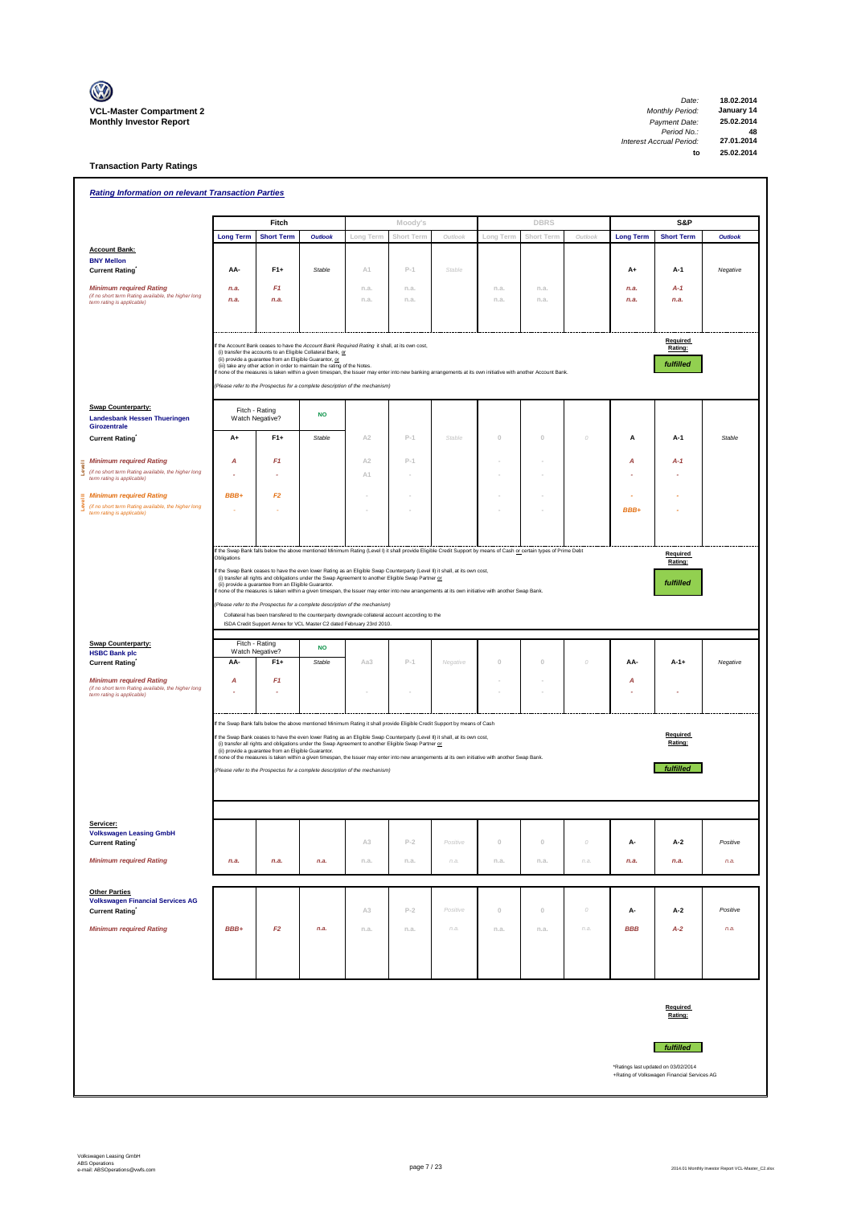**VCL-Master Compartment 2**
**Monthly Investor Report**

| | |
|---|---|
| *Date:* | **18.02.2014** |
| *Monthly Period:* | **January 14** |
| *Payment Date:* | **25.02.2014** |
| *Period No.:* | **48** |
| *Interest Accrual Period:* | **27.01.2014** |
| **to** | **25.02.2014** |

## Transaction Party Ratings

### *Rating Information on relevant Transaction Parties*

| | Fitch | | | Moody's | | | DBRS | | | S&P | | |
|---|---|---|---|---|---|---|---|---|---|---|---|---|
| | **Long Term** | **Short Term** | **Outlook** | Long Term | Short Term | Outlook | Long Term | Short Term | Outlook | **Long Term** | **Short Term** | **Outlook** |
| **Account Bank:** **BNY Mellon** **Current Rating*** | **AA-** | **F1+** | *Stable* | A1 | P-1 | Stable | | | | **A+** | **A-1** | *Negative* |
| ***Minimum required Rating*** | *n.a.* | *F1* | | n.a. | n.a. | | n.a. | n.a. | | *n.a.* | *A-1* | |
| *(if no short term Rating available, the higher long term rating is applicable)* | *n.a.* | *n.a.* | | n.a. | n.a. | | n.a. | n.a. | | *n.a.* | *n.a.* | |

If the Account Bank ceases to have the *Account Bank Required Rating* it shall, at its own cost,
(i) transfer the accounts to an Eligible Collateral Bank, or
(ii) provide a guarantee from an Eligible Guarantor, or
(iii) take any other action in order to maintain the rating of the Notes.
If none of the measures is taken within a given timespan, the Issuer may enter into new banking arrangements at its own initiative with another Account Bank.

*(Please refer to the Prospectus for a complete description of the mechanism)*

**Required Rating:** ***fulfilled***

| | Fitch | | | Moody's | | | DBRS | | | S&P | | |
|---|---|---|---|---|---|---|---|---|---|---|---|---|
| **Swap Counterparty:** **Landesbank Hessen Thueringen Girozentrale** | Fitch - Rating Watch Negative? | | **NO** | | | | | | | | | |
| **Current Rating*** | **A+** | **F1+** | *Stable* | A2 | P-1 | Stable | 0 | 0 | 0 | **A** | **A-1** | *Stable* |
| **Level I** ***Minimum required Rating*** | *A* | *F1* | | A2 | P-1 | | - | - | | *A* | *A-1* | |
| *(if no short term Rating available, the higher long term rating is applicable)* | - | - | | A1 | - | | - | - | | - | - | |
| **Level II** ***Minimum required Rating*** | *BBB+* | *F2* | | - | - | | - | - | | - | - | |
| *(if no short term Rating available, the higher long term rating is applicable)* | - | - | | - | - | | - | - | | *BBB+* | - | |

If the Swap Bank falls below the above mentioned Minimum Rating (Level I) it shall provide Eligible Credit Support by means of Cash or certain types of Prime Debt Obligations

If the Swap Bank ceases to have the even lower Rating as an Eligible Swap Counterparty (Level II) it shall, at its own cost,
(i) transfer all rights and obligations under the Swap Agreement to another Eligible Swap Partner or
(ii) provide a guarantee from an Eligible Guarantor.
If none of the measures is taken within a given timespan, the Issuer may enter into new arrangements at its own initiative with another Swap Bank.

*(Please refer to the Prospectus for a complete description of the mechanism)*

Collateral has been transfered to the counterparty downgrade collateral account according to the ISDA Credit Support Annex for VCL Master C2 dated February 23rd 2010.

**Required Rating:** ***fulfilled***

| | Fitch | | | Moody's | | | DBRS | | | S&P | | |
|---|---|---|---|---|---|---|---|---|---|---|---|---|
| **Swap Counterparty:** **HSBC Bank plc** | Fitch - Rating Watch Negative? | | **NO** | | | | | | | | | |
| **Current Rating*** | **AA-** | **F1+** | *Stable* | Aa3 | P-1 | Negative | 0 | 0 | 0 | **AA-** | **A-1+** | *Negative* |
| ***Minimum required Rating*** | *A* | *F1* | | | | | - | - | | *A* | | |
| *(if no short term Rating available, the higher long term rating is applicable)* | - | - | | - | - | | - | - | | - | - | |

If the Swap Bank falls below the above mentioned Minimum Rating it shall provide Eligible Credit Support by means of Cash

If the Swap Bank ceases to have the even lower Rating as an Eligible Swap Counterparty (Level II) it shall, at its own cost,
(i) transfer all rights and obligations under the Swap Agreement to another Eligible Swap Partner or
(ii) provide a guarantee from an Eligible Guarantor.
If none of the measures is taken within a given timespan, the Issuer may enter into new arrangements at its own initiative with another Swap Bank.

*(Please refer to the Prospectus for a complete description of the mechanism)*

**Required Rating:** ***fulfilled***

| | Fitch | | | Moody's | | | DBRS | | | S&P | | |
|---|---|---|---|---|---|---|---|---|---|---|---|---|
| **Servicer:** **Volkswagen Leasing GmbH** **Current Rating*** | | | | A3 | P-2 | Positive | 0 | 0 | 0 | **A-** | **A-2** | *Positive* |
| ***Minimum required Rating*** | *n.a.* | *n.a.* | *n.a.* | n.a. | n.a. | n.a. | n.a. | n.a. | n.a. | *n.a.* | *n.a.* | n.a. |
| **Other Parties** **Volkswagen Financial Services AG** **Current Rating*** | | | | A3 | P-2 | Positive | 0 | 0 | 0 | **A-** | **A-2** | *Positive* |
| ***Minimum required Rating*** | *BBB+* | *F2* | *n.a.* | n.a. | n.a. | n.a. | n.a. | n.a. | n.a. | *BBB* | *A-2* | n.a. |

**Required Rating:** ***fulfilled***

*Ratings last updated on 03/02/2014
+Rating of Volkswagen Financial Services AG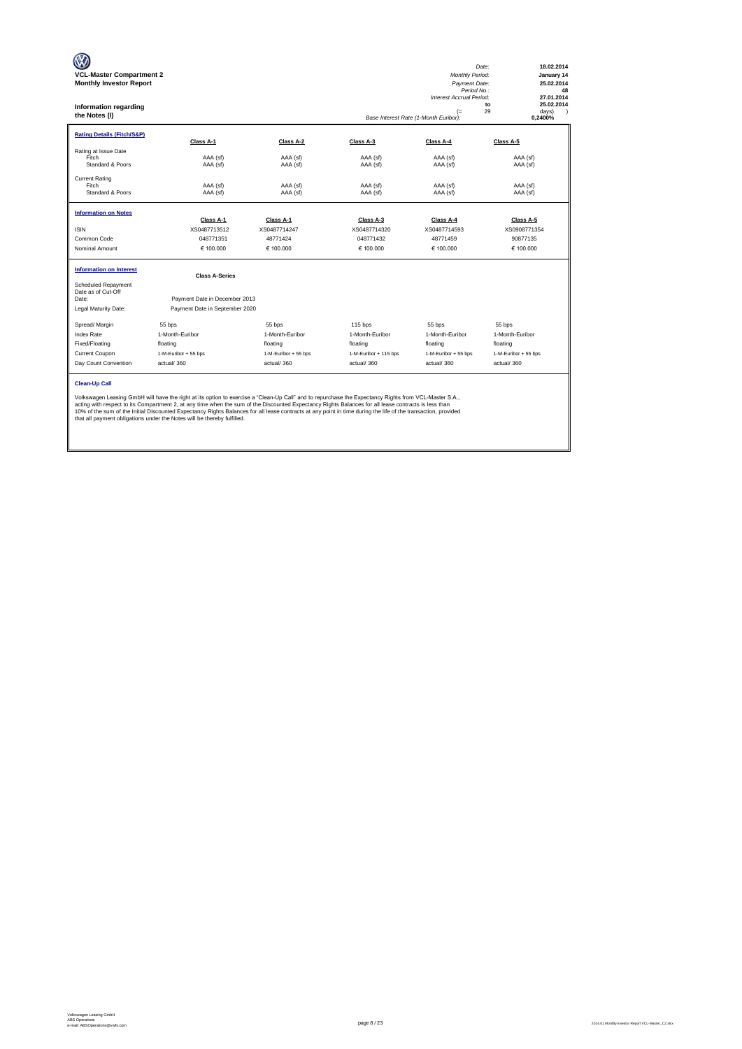**VCL-Master Compartment 2**
**Monthly Investor Report**

| | |
|---|---|
| *Date:* | **18.02.2014** |
| *Monthly Period:* | **January 14** |
| *Payment Date:* | **25.02.2014** |
| *Period No.:* | **48** |
| *Interest Accrual Period:* | **27.01.2014** |
| **to** | **25.02.2014** |
| (= 29 | days) ) |
| *Base Interest Rate (1-Month Euribor):* | **0,2400%** |

**Information regarding the Notes (I)**

| **Rating Details (Fitch/S&P)** | Class A-1 | Class A-2 | Class A-3 | Class A-4 | Class A-5 |
|---|---|---|---|---|---|
| Rating at Issue Date | | | | | |
| Fitch | AAA (sf) | AAA (sf) | AAA (sf) | AAA (sf) | AAA (sf) |
| Standard & Poors | AAA (sf) | AAA (sf) | AAA (sf) | AAA (sf) | AAA (sf) |
| Current Rating | | | | | |
| Fitch | AAA (sf) | AAA (sf) | AAA (sf) | AAA (sf) | AAA (sf) |
| Standard & Poors | AAA (sf) | AAA (sf) | AAA (sf) | AAA (sf) | AAA (sf) |

| **Information on Notes** | Class A-1 | Class A-1 | Class A-3 | Class A-4 | Class A-5 |
|---|---|---|---|---|---|
| ISIN | XS0487713512 | XS0487714247 | XS0487714320 | XS0487714593 | XS0908771354 |
| Common Code | 048771351 | 48771424 | 048771432 | 48771459 | 90877135 |
| Nominal Amount | € 100.000 | € 100.000 | € 100.000 | € 100.000 | € 100.000 |

| **Information on Interest** | Class A-Series | | | | |
|---|---|---|---|---|---|
| Scheduled Repayment Date as of Cut-Off Date: | Payment Date in December 2013 | | | | |
| Legal Maturity Date: | Payment Date in September 2020 | | | | |
| Spread/ Margin | 55 bps | 55 bps | 115 bps | 55 bps | 55 bps |
| Index Rate | 1-Month-Euribor | 1-Month-Euribor | 1-Month-Euribor | 1-Month-Euribor | 1-Month-Euribor |
| Fixed/Floating | floating | floating | floating | floating | floating |
| Current Coupon | 1-M-Euribor + 55 bps | 1-M-Euribor + 55 bps | 1-M-Euribor + 115 bps | 1-M-Euribor + 55 bps | 1-M-Euribor + 55 bps |
| Day Count Convention | actual/ 360 | actual/ 360 | actual/ 360 | actual/ 360 | actual/ 360 |

**Clean-Up Call**

Volkswagen Leasing GmbH will have the right at its option to exercise a "Clean-Up Call" and to repurchase the Expectancy Rights from VCL-Master S.A., acting with respect to its Compartment 2, at any time when the sum of the Discounted Expectancy Rights Balances for all lease contracts is less than 10% of the sum of the Initial Discounted Expectancy Rights Balances for all lease contracts at any point in time during the life of the transaction, provided that all payment obligations under the Notes will be thereby fulfilled.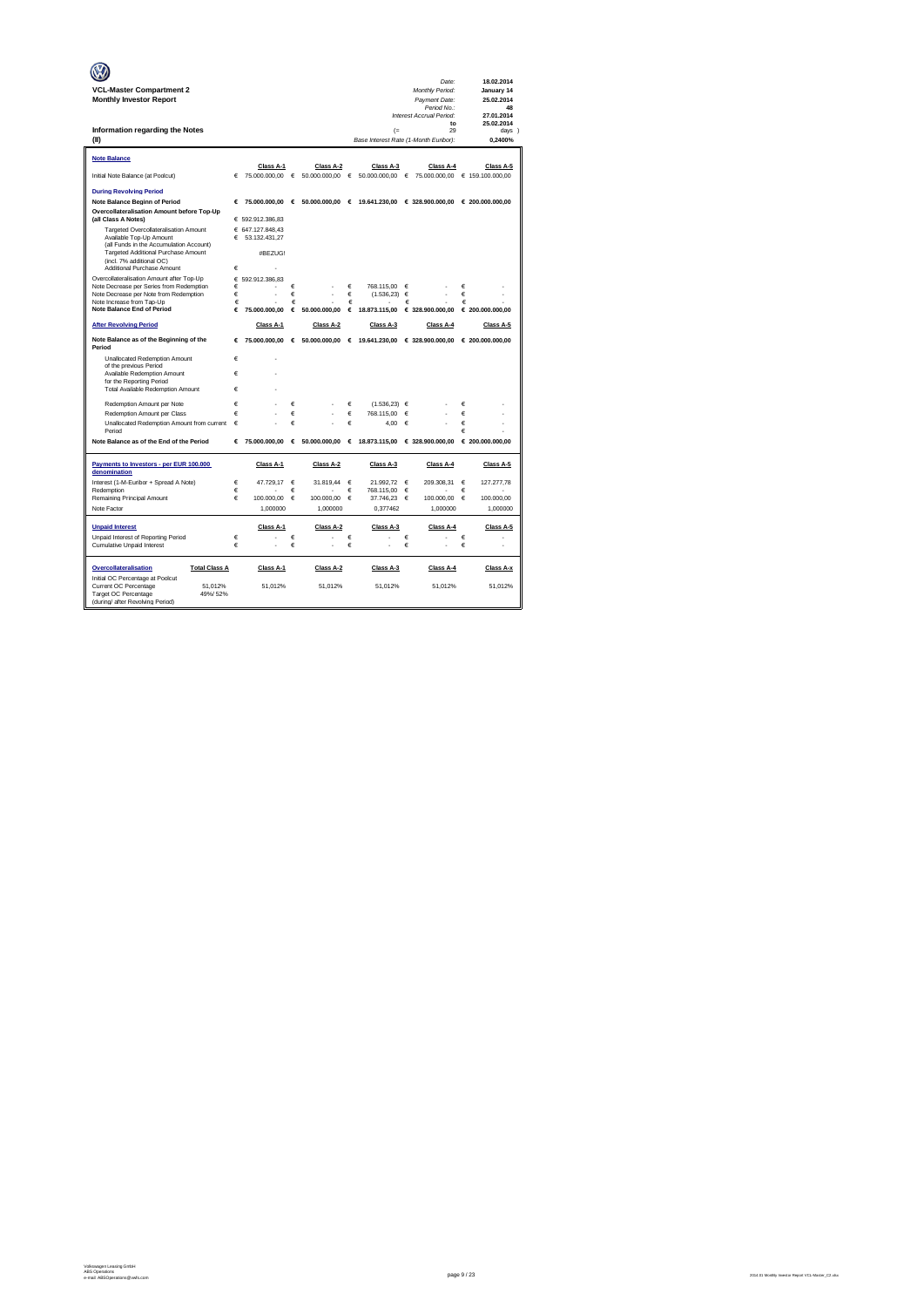**VCL-Master Compartment 2**
**Monthly Investor Report**

| | |
|---|---|
| *Date:* | 18.02.2014 |
| *Monthly Period:* | January 14 |
| *Payment Date:* | 25.02.2014 |
| *Period No.:* | 48 |
| *Interest Accrual Period:* | 27.01.2014 |
| to | 25.02.2014 |
| (= 29 | days ) |
| *Base Interest Rate (1-Month Euribor):* | 0,2400% |

## Information regarding the Notes
## (II)

### Note Balance

| | Class A-1 | Class A-2 | Class A-3 | Class A-4 | Class A-5 |
|---|---|---|---|---|---|
| Initial Note Balance (at Poolcut) | € 75.000.000,00 | € 50.000.000,00 | € 50.000.000,00 | € 75.000.000,00 | € 159.100.000,00 |

### During Revolving Period

| | Class A-1 | Class A-2 | Class A-3 | Class A-4 | Class A-5 |
|---|---|---|---|---|---|
| **Note Balance Beginn of Period** | **€ 75.000.000,00** | **€ 50.000.000,00** | **€ 19.641.230,00** | **€ 328.900.000,00** | **€ 200.000.000,00** |
| **Overcollateralisation Amount before Top-Up (all Class A Notes)** | € 592.912.386,83 | | | | |
| Targeted Overcollateralisation Amount | € 647.127.848,43 | | | | |
| Available Top-Up Amount (all Funds in the Accumulation Account) | € 53.132.431,27 | | | | |
| Targeted Additional Purchase Amount (incl. 7% additional OC) | #BEZUG! | | | | |
| Additional Purchase Amount | € - | | | | |
| Overcollateralisation Amount after Top-Up | € 592.912.386,83 | | | | |
| Note Decrease per Series from Redemption | € - | € - | € 768.115,00 | € - | € - |
| Note Decrease per Note from Redemption | € - | € - | € (1.536,23) | € - | € - |
| Note Increase from Tap-Up | € - | € - | € - | € - | € - |
| **Note Balance End of Period** | **€ 75.000.000,00** | **€ 50.000.000,00** | **€ 18.873.115,00** | **€ 328.900.000,00** | **€ 200.000.000,00** |

### After Revolving Period

| | Class A-1 | Class A-2 | Class A-3 | Class A-4 | Class A-5 |
|---|---|---|---|---|---|
| **Note Balance as of the Beginning of the Period** | **€ 75.000.000,00** | **€ 50.000.000,00** | **€ 19.641.230,00** | **€ 328.900.000,00** | **€ 200.000.000,00** |
| Unallocated Redemption Amount of the previous Period | € - | | | | |
| Available Redemption Amount for the Reporting Period | € - | | | | |
| Total Available Redemption Amount | € - | | | | |
| Redemption Amount per Note | € - | € - | € (1.536,23) | € - | € - |
| Redemption Amount per Class | € - | € - | € 768.115,00 | € - | € - |
| Unallocated Redemption Amount from current Period | € - | € - | € 4,00 | € - | € - / € - |
| **Note Balance as of the End of the Period** | **€ 75.000.000,00** | **€ 50.000.000,00** | **€ 18.873.115,00** | **€ 328.900.000,00** | **€ 200.000.000,00** |

### Payments to Investors - per EUR 100.000 denomination

| | Class A-1 | Class A-2 | Class A-3 | Class A-4 | Class A-5 |
|---|---|---|---|---|---|
| Interest (1-M-Euribor + Spread A Note) | € 47.729,17 | € 31.819,44 | € 21.992,72 | € 209.308,31 | € 127.277,78 |
| Redemption | € - | € - | € 768.115,00 | € - | € - |
| Remaining Principal Amount | € 100.000,00 | € 100.000,00 | € 37.746,23 | € 100.000,00 | € 100.000,00 |
| Note Factor | 1,000000 | 1,000000 | 0,377462 | 1,000000 | 1,000000 |

### Unpaid Interest

| | Class A-1 | Class A-2 | Class A-3 | Class A-4 | Class A-5 |
|---|---|---|---|---|---|
| Unpaid Interest of Reporting Period | € - | € - | € - | € - | € - |
| Cumulative Unpaid Interest | € - | € - | € - | € - | € - |

### Overcollateralisation

| | Total Class A | Class A-1 | Class A-2 | Class A-3 | Class A-4 | Class A-x |
|---|---|---|---|---|---|---|
| Initial OC Percentage at Poolcut | | | | | | |
| Current OC Percentage | 51,012% | 51,012% | 51,012% | 51,012% | 51,012% | 51,012% |
| Target OC Percentage (during/ after Revolving Period) | 49%/ 52% | | | | | |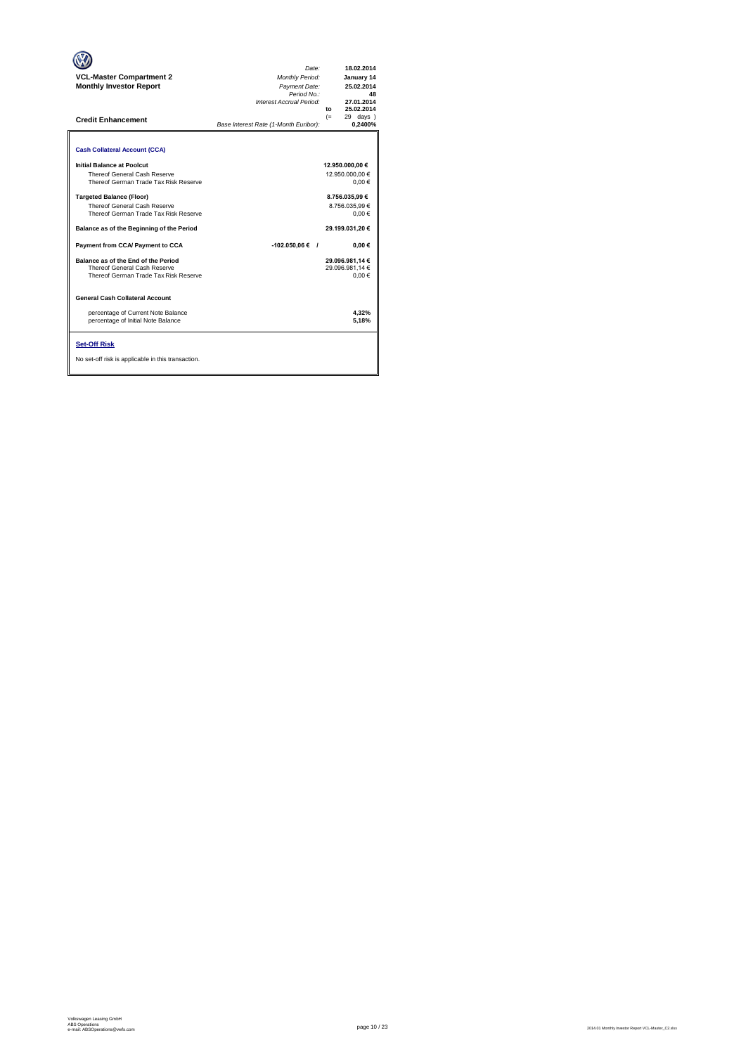**VCL-Master Compartment 2**
**Monthly Investor Report**

| | |
|---|---|
| *Date:* | **18.02.2014** |
| *Monthly Period:* | **January 14** |
| *Payment Date:* | **25.02.2014** |
| *Period No.:* | **48** |
| *Interest Accrual Period:* | **27.01.2014** |
| **to** | **25.02.2014** |
| (= | 29 days ) |
| *Base Interest Rate (1-Month Euribor):* | **0,2400%** |

**Credit Enhancement**

**Cash Collateral Account (CCA)**

| | | |
|---|---|---|
| **Initial Balance at Poolcut** | | **12.950.000,00 €** |
| Thereof General Cash Reserve | | 12.950.000,00 € |
| Thereof German Trade Tax Risk Reserve | | 0,00 € |
| **Targeted Balance (Floor)** | | **8.756.035,99 €** |
| Thereof General Cash Reserve | | 8.756.035,99 € |
| Thereof German Trade Tax Risk Reserve | | 0,00 € |
| **Balance as of the Beginning of the Period** | | **29.199.031,20 €** |
| **Payment from CCA/ Payment to CCA** | **-102.050,06 € /** | **0,00 €** |
| **Balance as of the End of the Period** | | **29.096.981,14 €** |
| Thereof General Cash Reserve | | 29.096.981,14 € |
| Thereof German Trade Tax Risk Reserve | | 0,00 € |

**General Cash Collateral Account**

| | |
|---|---|
| percentage of Current Note Balance | **4,32%** |
| percentage of Initial Note Balance | **5,18%** |

**Set-Off Risk**

No set-off risk is applicable in this transaction.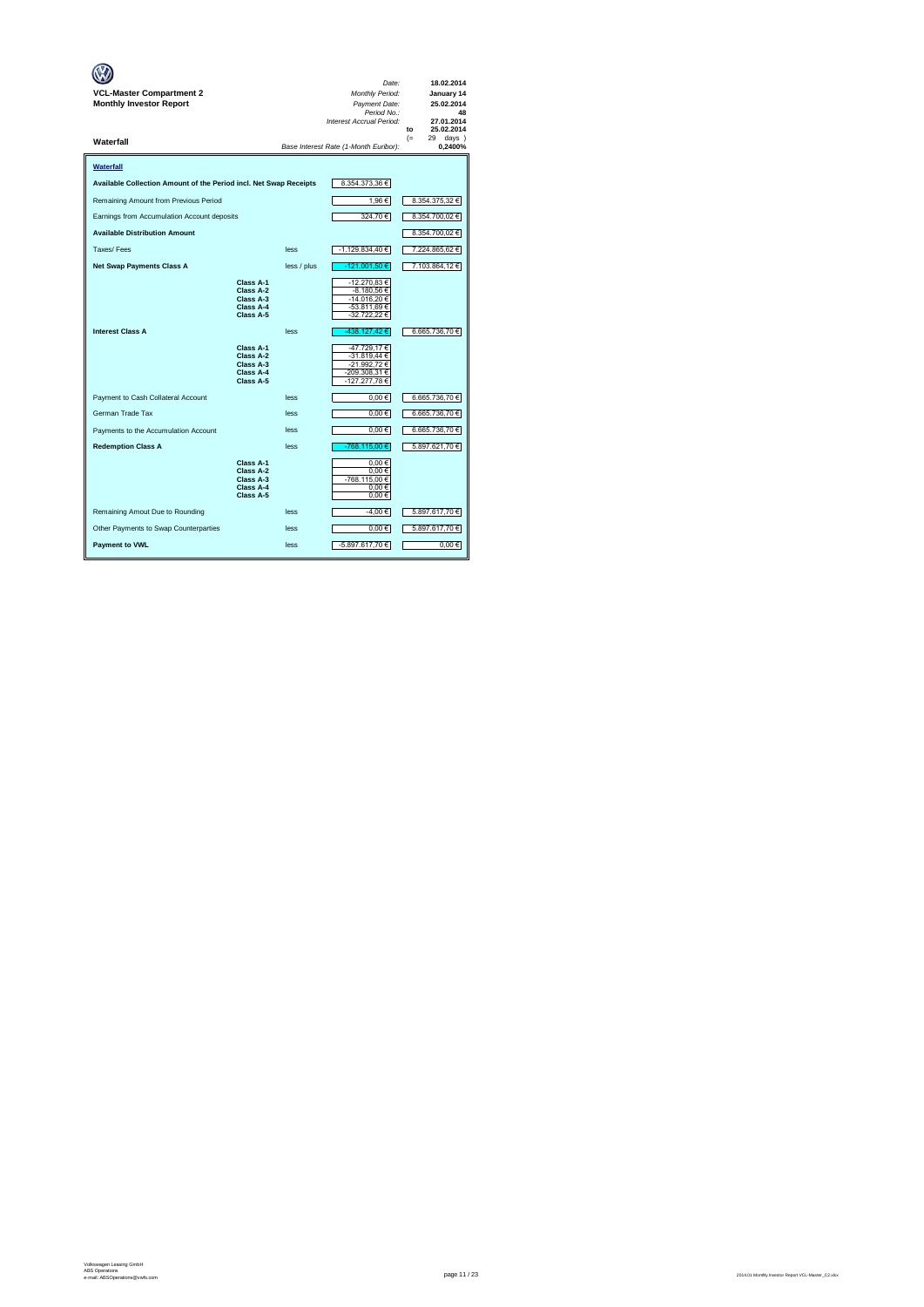**VCL-Master Compartment 2**
**Monthly Investor Report**

| | |
|---|---|
| *Date:* | **18.02.2014** |
| *Monthly Period:* | **January 14** |
| *Payment Date:* | **25.02.2014** |
| *Period No.:* | **48** |
| *Interest Accrual Period:* | **27.01.2014** |
| to | **25.02.2014** |
| (= | 29 days ) |
| *Base Interest Rate (1-Month Euribor):* | **0,2400%** |

**Waterfall**

## Waterfall

| | | | | |
|---|---|---|---|---|
| **Available Collection Amount of the Period incl. Net Swap Receipts** | | | 8.354.373,36 € | |
| Remaining Amount from Previous Period | | | 1,96 € | 8.354.375,32 € |
| Earnings from Accumulation Account deposits | | | 324,70 € | 8.354.700,02 € |
| **Available Distribution Amount** | | | | 8.354.700,02 € |
| Taxes/ Fees | | less | -1.129.834,40 € | 7.224.865,62 € |
| **Net Swap Payments Class A** | | less / plus | -121.001,50 € | 7.103.864,12 € |
| | **Class A-1** | | -12.270,83 € | |
| | **Class A-2** | | -8.180,56 € | |
| | **Class A-3** | | -14.016,20 € | |
| | **Class A-4** | | -53.811,69 € | |
| | **Class A-5** | | -32.722,22 € | |
| **Interest Class A** | | less | -438.127,42 € | 6.665.736,70 € |
| | **Class A-1** | | -47.729,17 € | |
| | **Class A-2** | | -31.819,44 € | |
| | **Class A-3** | | -21.992,72 € | |
| | **Class A-4** | | -209.308,31 € | |
| | **Class A-5** | | -127.277,78 € | |
| Payment to Cash Collateral Account | | less | 0,00 € | 6.665.736,70 € |
| German Trade Tax | | less | 0,00 € | 6.665.736,70 € |
| Payments to the Accumulation Account | | less | 0,00 € | 6.665.736,70 € |
| **Redemption Class A** | | less | -768.115,00 € | 5.897.621,70 € |
| | **Class A-1** | | 0,00 € | |
| | **Class A-2** | | 0,00 € | |
| | **Class A-3** | | -768.115,00 € | |
| | **Class A-4** | | 0,00 € | |
| | **Class A-5** | | 0,00 € | |
| Remaining Amout Due to Rounding | | less | -4,00 € | 5.897.617,70 € |
| Other Payments to Swap Counterparties | | less | 0,00 € | 5.897.617,70 € |
| **Payment to VWL** | | less | -5.897.617,70 € | 0,00 € |

Volkswagen Leasing GmbH
ABS Operations
e-mail: ABSOperations@vwfs.com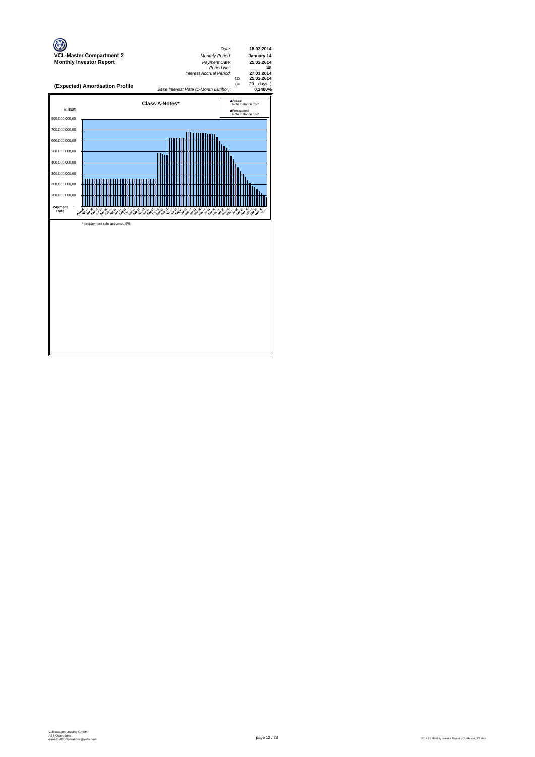**VCL-Master Compartment 2**
**Monthly Investor Report**

| | | |
|---|---|---|
| *Date:* | | **18.02.2014** |
| *Monthly Period:* | | **January 14** |
| *Payment Date:* | | **25.02.2014** |
| *Period No.:* | | **48** |
| *Interest Accrual Period:* | | **27.01.2014** |
| | **to** | **25.02.2014** |
| | (= | 29 days ) |
| *Base Interest Rate (1-Month Euribor):* | | **0,2400%** |

## (Expected) Amortisation Profile

**Class A-Notes***

in EUR

Actual, Note Balance EoP
Forecasted Note Balance EoP

800.000.000,00
700.000.000,00
600.000.000,00
500.000.000,00
400.000.000,00
300.000.000,00
200.000.000,00
100.000.000,00
Payment Date -

\* prepayment rate assumed 5%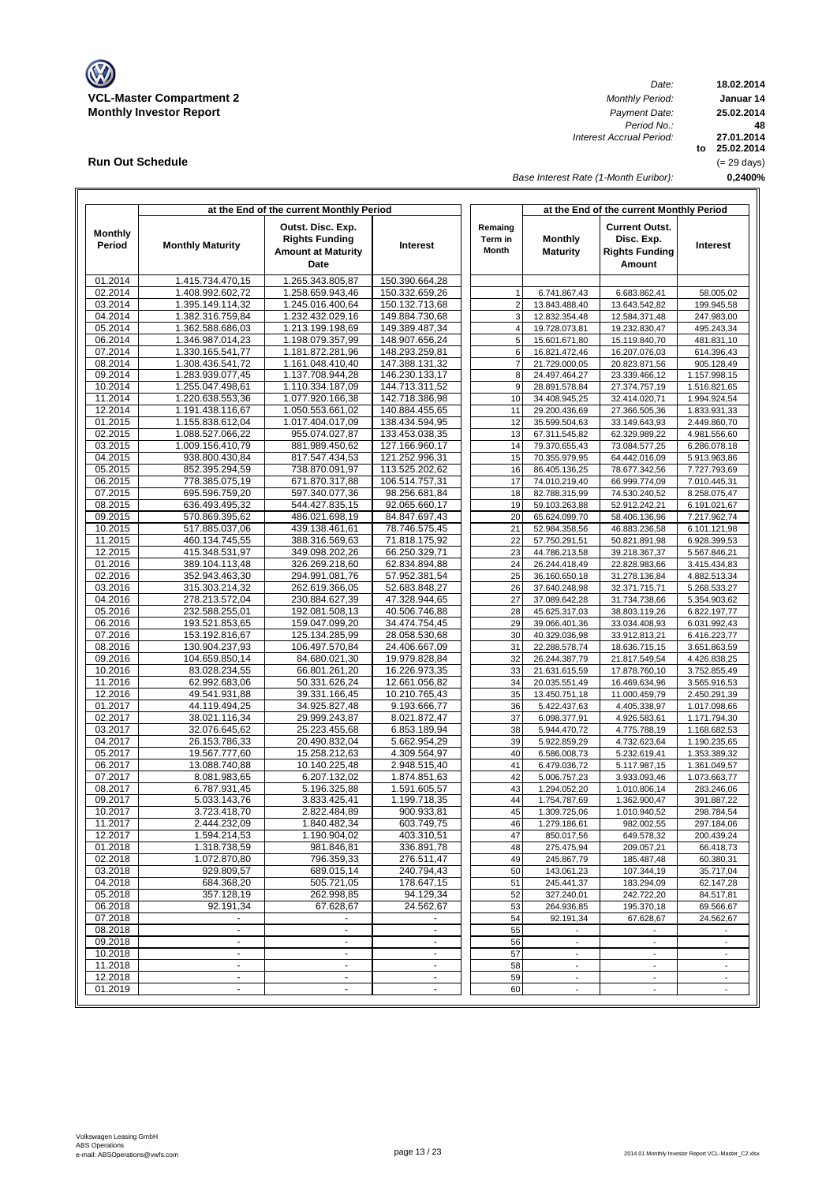**VCL-Master Compartment 2**
**Monthly Investor Report**

| | |
|---|---|
| *Date:* | **18.02.2014** |
| *Monthly Period:* | **Januar 14** |
| *Payment Date:* | **25.02.2014** |
| *Period No.:* | **48** |
| *Interest Accrual Period:* | **27.01.2014** |
| **to** | **25.02.2014** |
| | (= 29 days) |
| *Base Interest Rate (1-Month Euribor):* | **0,2400%** |

## Run Out Schedule

| at the End of the current Monthly Period | | | | | at the End of the current Monthly Period | | |
|---|---|---|---|---|---|---|---|
| **Monthly Period** | **Monthly Maturity** | **Outst. Disc. Exp. Rights Funding Amount at Maturity Date** | **Interest** | **Remaing Term in Month** | **Monthly Maturity** | **Current Outst. Disc. Exp. Rights Funding Amount** | **Interest** |
| 01.2014 | 1.415.734.470,15 | 1.265.343.805,87 | 150.390.664,28 | | | | |
| 02.2014 | 1.408.992.602,72 | 1.258.659.943,46 | 150.332.659,26 | 1 | 6.741.867,43 | 6.683.862,41 | 58.005,02 |
| 03.2014 | 1.395.149.114,32 | 1.245.016.400,64 | 150.132.713,68 | 2 | 13.843.488,40 | 13.643.542,82 | 199.945,58 |
| 04.2014 | 1.382.316.759,84 | 1.232.432.029,16 | 149.884.730,68 | 3 | 12.832.354,48 | 12.584.371,48 | 247.983,00 |
| 05.2014 | 1.362.588.686,03 | 1.213.199.198,69 | 149.389.487,34 | 4 | 19.728.073,81 | 19.232.830,47 | 495.243,34 |
| 06.2014 | 1.346.987.014,23 | 1.198.079.357,99 | 148.907.656,24 | 5 | 15.601.671,80 | 15.119.840,70 | 481.831,10 |
| 07.2014 | 1.330.165.541,77 | 1.181.872.281,96 | 148.293.259,81 | 6 | 16.821.472,46 | 16.207.076,03 | 614.396,43 |
| 08.2014 | 1.308.436.541,72 | 1.161.048.410,40 | 147.388.131,32 | 7 | 21.729.000,05 | 20.823.871,56 | 905.128,49 |
| 09.2014 | 1.283.939.077,45 | 1.137.708.944,28 | 146.230.133,17 | 8 | 24.497.464,27 | 23.339.466,12 | 1.157.998,15 |
| 10.2014 | 1.255.047.498,61 | 1.110.334.187,09 | 144.713.311,52 | 9 | 28.891.578,84 | 27.374.757,19 | 1.516.821,65 |
| 11.2014 | 1.220.638.553,36 | 1.077.920.166,38 | 142.718.386,98 | 10 | 34.408.945,25 | 32.414.020,71 | 1.994.924,54 |
| 12.2014 | 1.191.438.116,67 | 1.050.553.661,02 | 140.884.455,65 | 11 | 29.200.436,69 | 27.366.505,36 | 1.833.931,33 |
| 01.2015 | 1.155.838.612,04 | 1.017.404.017,09 | 138.434.594,95 | 12 | 35.599.504,63 | 33.149.643,93 | 2.449.860,70 |
| 02.2015 | 1.088.527.066,22 | 955.074.027,87 | 133.453.038,35 | 13 | 67.311.545,82 | 62.329.989,22 | 4.981.556,60 |
| 03.2015 | 1.009.156.410,79 | 881.989.450,62 | 127.166.960,17 | 14 | 79.370.655,43 | 73.084.577,25 | 6.286.078,18 |
| 04.2015 | 938.800.430,84 | 817.547.434,53 | 121.252.996,31 | 15 | 70.355.979,95 | 64.442.016,09 | 5.913.963,86 |
| 05.2015 | 852.395.294,59 | 738.870.091,97 | 113.525.202,62 | 16 | 86.405.136,25 | 78.677.342,56 | 7.727.793,69 |
| 06.2015 | 778.385.075,19 | 671.870.317,88 | 106.514.757,31 | 17 | 74.010.219,40 | 66.999.774,09 | 7.010.445,31 |
| 07.2015 | 695.596.759,20 | 597.340.077,36 | 98.256.681,84 | 18 | 82.788.315,99 | 74.530.240,52 | 8.258.075,47 |
| 08.2015 | 636.493.495,32 | 544.427.835,15 | 92.065.660,17 | 19 | 59.103.263,88 | 52.912.242,21 | 6.191.021,67 |
| 09.2015 | 570.869.395,62 | 486.021.698,19 | 84.847.697,43 | 20 | 65.624.099,70 | 58.406.136,96 | 7.217.962,74 |
| 10.2015 | 517.885.037,06 | 439.138.461,61 | 78.746.575,45 | 21 | 52.984.358,56 | 46.883.236,58 | 6.101.121,98 |
| 11.2015 | 460.134.745,55 | 388.316.569,63 | 71.818.175,92 | 22 | 57.750.291,51 | 50.821.891,98 | 6.928.399,53 |
| 12.2015 | 415.348.531,97 | 349.098.202,26 | 66.250.329,71 | 23 | 44.786.213,58 | 39.218.367,37 | 5.567.846,21 |
| 01.2016 | 389.104.113,48 | 326.269.218,60 | 62.834.894,88 | 24 | 26.244.418,49 | 22.828.983,66 | 3.415.434,83 |
| 02.2016 | 352.943.463,30 | 294.991.081,76 | 57.952.381,54 | 25 | 36.160.650,18 | 31.278.136,84 | 4.882.513,34 |
| 03.2016 | 315.303.214,32 | 262.619.366,05 | 52.683.848,27 | 26 | 37.640.248,98 | 32.371.715,71 | 5.268.533,27 |
| 04.2016 | 278.213.572,04 | 230.884.627,39 | 47.328.944,65 | 27 | 37.089.642,28 | 31.734.738,66 | 5.354.903,62 |
| 05.2016 | 232.588.255,01 | 192.081.508,13 | 40.506.746,88 | 28 | 45.625.317,03 | 38.803.119,26 | 6.822.197,77 |
| 06.2016 | 193.521.853,65 | 159.047.099,20 | 34.474.754,45 | 29 | 39.066.401,36 | 33.034.408,93 | 6.031.992,43 |
| 07.2016 | 153.192.816,67 | 125.134.285,99 | 28.058.530,68 | 30 | 40.329.036,98 | 33.912.813,21 | 6.416.223,77 |
| 08.2016 | 130.904.237,93 | 106.497.570,84 | 24.406.667,09 | 31 | 22.288.578,74 | 18.636.715,15 | 3.651.863,59 |
| 09.2016 | 104.659.850,14 | 84.680.021,30 | 19.979.828,84 | 32 | 26.244.387,79 | 21.817.549,54 | 4.426.838,25 |
| 10.2016 | 83.028.234,55 | 66.801.261,20 | 16.226.973,35 | 33 | 21.631.615,59 | 17.878.760,10 | 3.752.855,49 |
| 11.2016 | 62.992.683,06 | 50.331.626,24 | 12.661.056,82 | 34 | 20.035.551,49 | 16.469.634,96 | 3.565.916,53 |
| 12.2016 | 49.541.931,88 | 39.331.166,45 | 10.210.765,43 | 35 | 13.450.751,18 | 11.000.459,79 | 2.450.291,39 |
| 01.2017 | 44.119.494,25 | 34.925.827,48 | 9.193.666,77 | 36 | 5.422.437,63 | 4.405.338,97 | 1.017.098,66 |
| 02.2017 | 38.021.116,34 | 29.999.243,87 | 8.021.872,47 | 37 | 6.098.377,91 | 4.926.583,61 | 1.171.794,30 |
| 03.2017 | 32.076.645,62 | 25.223.455,68 | 6.853.189,94 | 38 | 5.944.470,72 | 4.775.788,19 | 1.168.682,53 |
| 04.2017 | 26.153.786,33 | 20.490.832,04 | 5.662.954,29 | 39 | 5.922.859,29 | 4.732.623,64 | 1.190.235,65 |
| 05.2017 | 19.567.777,60 | 15.258.212,63 | 4.309.564,97 | 40 | 6.586.008,73 | 5.232.619,41 | 1.353.389,32 |
| 06.2017 | 13.088.740,88 | 10.140.225,48 | 2.948.515,40 | 41 | 6.479.036,72 | 5.117.987,15 | 1.361.049,57 |
| 07.2017 | 8.081.983,65 | 6.207.132,02 | 1.874.851,63 | 42 | 5.006.757,23 | 3.933.093,46 | 1.073.663,77 |
| 08.2017 | 6.787.931,45 | 5.196.325,88 | 1.591.605,57 | 43 | 1.294.052,20 | 1.010.806,14 | 283.246,06 |
| 09.2017 | 5.033.143,76 | 3.833.425,41 | 1.199.718,35 | 44 | 1.754.787,69 | 1.362.900,47 | 391.887,22 |
| 10.2017 | 3.723.418,70 | 2.822.484,89 | 900.933,81 | 45 | 1.309.725,06 | 1.010.940,52 | 298.784,54 |
| 11.2017 | 2.444.232,09 | 1.840.482,34 | 603.749,75 | 46 | 1.279.186,61 | 982.002,55 | 297.184,06 |
| 12.2017 | 1.594.214,53 | 1.190.904,02 | 403.310,51 | 47 | 850.017,56 | 649.578,32 | 200.439,24 |
| 01.2018 | 1.318.738,59 | 981.846,81 | 336.891,78 | 48 | 275.475,94 | 209.057,21 | 66.418,73 |
| 02.2018 | 1.072.870,80 | 796.359,33 | 276.511,47 | 49 | 245.867,79 | 185.487,48 | 60.380,31 |
| 03.2018 | 929.809,57 | 689.015,14 | 240.794,43 | 50 | 143.061,23 | 107.344,19 | 35.717,04 |
| 04.2018 | 684.368,20 | 505.721,05 | 178.647,15 | 51 | 245.441,37 | 183.294,09 | 62.147,28 |
| 05.2018 | 357.128,19 | 262.998,85 | 94.129,34 | 52 | 327.240,01 | 242.722,20 | 84.517,81 |
| 06.2018 | 92.191,34 | 67.628,67 | 24.562,67 | 53 | 264.936,85 | 195.370,18 | 69.566,67 |
| 07.2018 | - | - | - | 54 | 92.191,34 | 67.628,67 | 24.562,67 |
| 08.2018 | - | - | - | 55 | - | - | - |
| 09.2018 | - | - | - | 56 | - | - | - |
| 10.2018 | - | - | - | 57 | - | - | - |
| 11.2018 | - | - | - | 58 | - | - | - |
| 12.2018 | - | - | - | 59 | - | - | - |
| 01.2019 | - | - | - | 60 | - | - | - |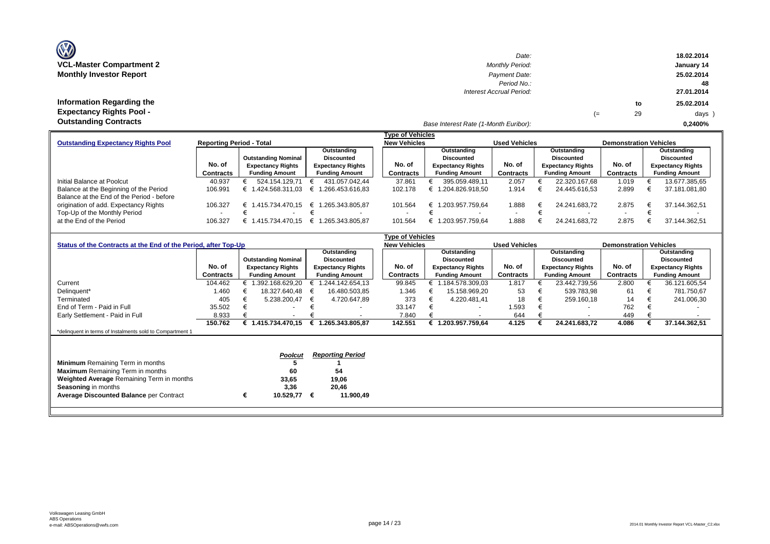**VCL-Master Compartment 2**
**Monthly Investor Report**

| | |
|---|---|
| *Date:* | 18.02.2014 |
| *Monthly Period:* | January 14 |
| *Payment Date:* | 25.02.2014 |
| *Period No.:* | 48 |
| *Interest Accrual Period:* | 27.01.2014 to 25.02.2014 (= 29 days ) |
| *Base Interest Rate (1-Month Euribor):* | 0,2400% |

## Information Regarding the Expectancy Rights Pool - Outstanding Contracts

| Outstanding Expectancy Rights Pool | Reporting Period - Total | | | Type of Vehicles: New Vehicles | | Used Vehicles | | Demonstration Vehicles | |
|---|---|---|---|---|---|---|---|---|---|
| | No. of Contracts | Outstanding Nominal Expectancy Rights Funding Amount | Outstanding Discounted Expectancy Rights Funding Amount | No. of Contracts | Outstanding Discounted Expectancy Rights Funding Amount | No. of Contracts | Outstanding Discounted Expectancy Rights Funding Amount | No. of Contracts | Outstanding Discounted Expectancy Rights Funding Amount |
| Initial Balance at Poolcut | 40.937 | € 524.154.129,71 | € 431.057.042,44 | 37.861 | € 395.059.489,11 | 2.057 | € 22.320.167,68 | 1.019 | € 13.677.385,65 |
| Balance at the Beginning of the Period | 106.991 | € 1.424.568.311,03 | € 1.266.453.616,83 | 102.178 | € 1.204.826.918,50 | 1.914 | € 24.445.616,53 | 2.899 | € 37.181.081,80 |
| Balance at the End of the Period - before origination of add. Expectancy Rights | 106.327 | € 1.415.734.470,15 | € 1.265.343.805,87 | 101.564 | € 1.203.957.759,64 | 1.888 | € 24.241.683,72 | 2.875 | € 37.144.362,51 |
| Top-Up of the Monthly Period | - | € - | € - | - | € - | - | € - | - | € - |
| at the End of the Period | 106.327 | € 1.415.734.470,15 | € 1.265.343.805,87 | 101.564 | € 1.203.957.759,64 | 1.888 | € 24.241.683,72 | 2.875 | € 37.144.362,51 |

| Status of the Contracts at the End of the Period, after Top-Up | | | | Type of Vehicles: New Vehicles | | Used Vehicles | | Demonstration Vehicles | |
|---|---|---|---|---|---|---|---|---|---|
| | No. of Contracts | Outstanding Nominal Expectancy Rights Funding Amount | Outstanding Discounted Expectancy Rights Funding Amount | No. of Contracts | Outstanding Discounted Expectancy Rights Funding Amount | No. of Contracts | Outstanding Discounted Expectancy Rights Funding Amount | No. of Contracts | Outstanding Discounted Expectancy Rights Funding Amount |
| Current | 104.462 | € 1.392.168.629,20 | € 1.244.142.654,13 | 99.845 | € 1.184.578.309,03 | 1.817 | € 23.442.739,56 | 2.800 | € 36.121.605,54 |
| Delinquent* | 1.460 | € 18.327.640,48 | € 16.480.503,85 | 1.346 | € 15.158.969,20 | 53 | € 539.783,98 | 61 | € 781.750,67 |
| Terminated | 405 | € 5.238.200,47 | € 4.720.647,89 | 373 | € 4.220.481,41 | 18 | € 259.160,18 | 14 | € 241.006,30 |
| End of Term - Paid in Full | 35.502 | € - | € - | 33.147 | € - | 1.593 | € - | 762 | € - |
| Early Settlement - Paid in Full | 8.933 | € - | € - | 7.840 | € - | 644 | € - | 449 | € - |
| | **150.762** | **€ 1.415.734.470,15** | **€ 1.265.343.805,87** | **142.551** | **€ 1.203.957.759,64** | **4.125** | **€ 24.241.683,72** | **4.086** | **€ 37.144.362,51** |

*delinquent in terms of Instalments sold to Compartment 1

| | *Poolcut* | *Reporting Period* |
|---|---|---|
| **Minimum** Remaining Term in months | 5 | 1 |
| **Maximum** Remaining Term in months | 60 | 54 |
| **Weighted Average** Remaining Term in months | 33,65 | 19,06 |
| **Seasoning** in months | 3,36 | 20,46 |
| **Average Discounted Balance** per Contract | € 10.529,77 | € 11.900,49 |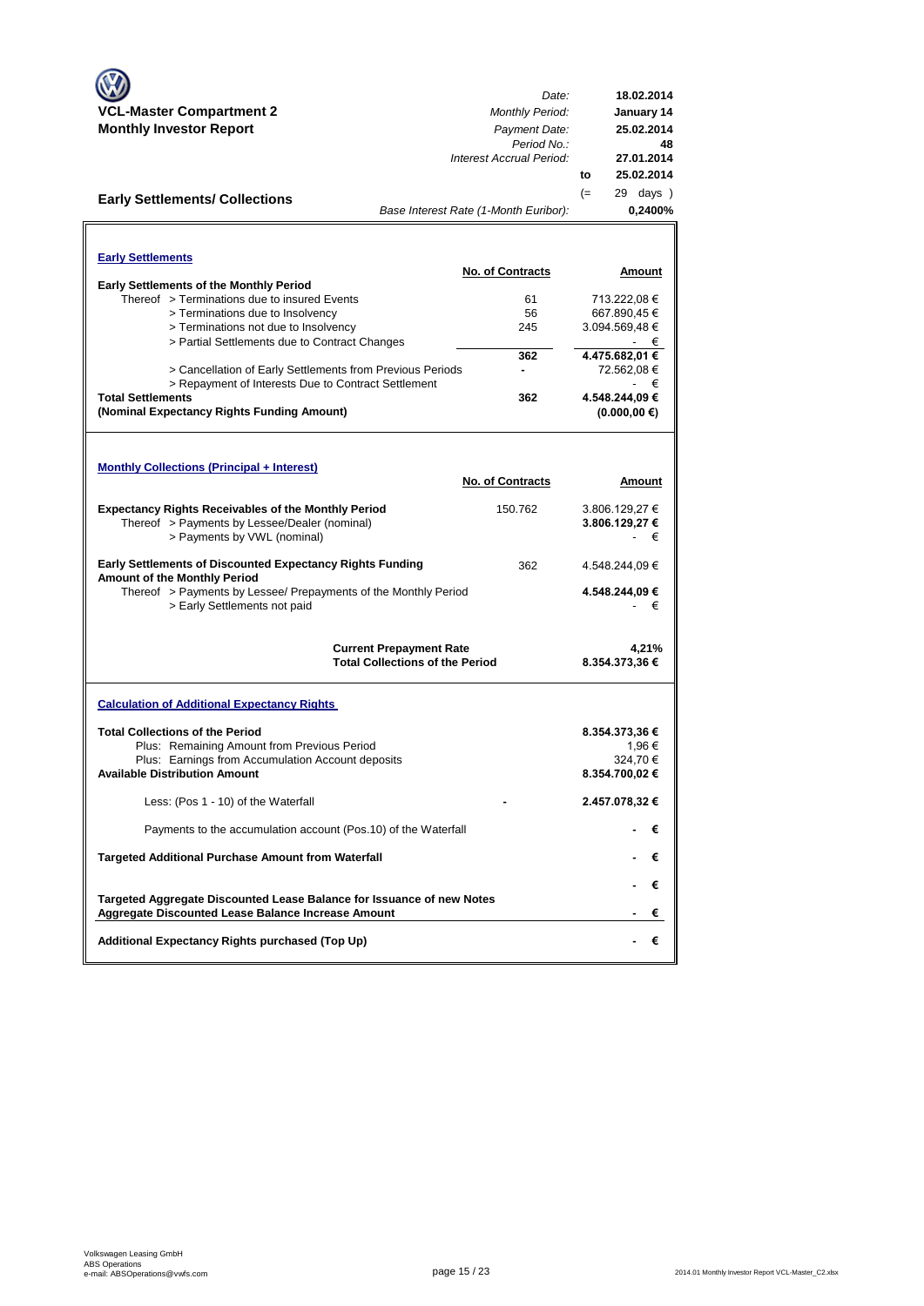**VCL-Master Compartment 2**
**Monthly Investor Report**

| | |
|---|---|
| *Date:* | **18.02.2014** |
| *Monthly Period:* | **January 14** |
| *Payment Date:* | **25.02.2014** |
| *Period No.:* | **48** |
| *Interest Accrual Period:* | **27.01.2014** |
| **to** | **25.02.2014** |
| (= | 29 days ) |
| *Base Interest Rate (1-Month Euribor):* | **0,2400%** |

## Early Settlements/ Collections

### Early Settlements

| | No. of Contracts | Amount |
|---|---|---|
| **Early Settlements of the Monthly Period** | | |
| Thereof > Terminations due to insured Events | 61 | 713.222,08 € |
| > Terminations due to Insolvency | 56 | 667.890,45 € |
| > Terminations not due to Insolvency | 245 | 3.094.569,48 € |
| > Partial Settlements due to Contract Changes | | - € |
| | **362** | **4.475.682,01 €** |
| > Cancellation of Early Settlements from Previous Periods | - | 72.562,08 € |
| > Repayment of Interests Due to Contract Settlement | | - € |
| **Total Settlements** | **362** | **4.548.244,09 €** |
| **(Nominal Expectancy Rights Funding Amount)** | | **(0.000,00 €)** |

### Monthly Collections (Principal + Interest)

| | No. of Contracts | Amount |
|---|---|---|
| **Expectancy Rights Receivables of the Monthly Period** | 150.762 | 3.806.129,27 € |
| Thereof > Payments by Lessee/Dealer (nominal) | | **3.806.129,27 €** |
| > Payments by VWL (nominal) | | - € |
| **Early Settlements of Discounted Expectancy Rights Funding Amount of the Monthly Period** | 362 | 4.548.244,09 € |
| Thereof > Payments by Lessee/ Prepayments of the Monthly Period | | **4.548.244,09 €** |
| > Early Settlements not paid | | - € |
| **Current Prepayment Rate** | | **4,21%** |
| **Total Collections of the Period** | | **8.354.373,36 €** |

### Calculation of Additional Expectancy Rights

| | | |
|---|---|---|
| **Total Collections of the Period** | | **8.354.373,36 €** |
| Plus: Remaining Amount from Previous Period | | 1,96 € |
| Plus: Earnings from Accumulation Account deposits | | 324,70 € |
| **Available Distribution Amount** | | **8.354.700,02 €** |
| Less: (Pos 1 - 10) of the Waterfall | - | **2.457.078,32 €** |
| Payments to the accumulation account (Pos.10) of the Waterfall | | **- €** |
| **Targeted Additional Purchase Amount from Waterfall** | | **- €** |
| | | **- €** |
| **Targeted Aggregate Discounted Lease Balance for Issuance of new Notes** | | |
| **Aggregate Discounted Lease Balance Increase Amount** | | **- €** |
| **Additional Expectancy Rights purchased (Top Up)** | | **- €** |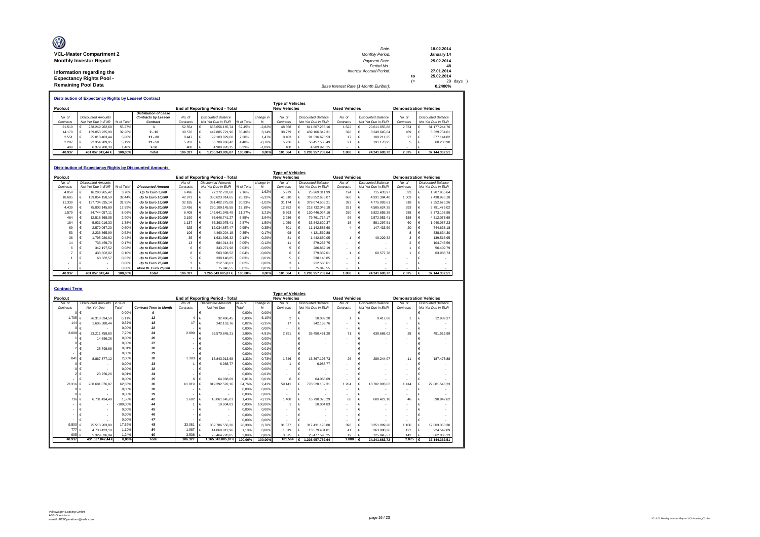**VCL-Master Compartment 2**
**Monthly Investor Report**

**Information regarding the Expectancy Rights Pool - Remaining Pool Data**

| | | | |
|---|---|---|---|
| Date: | | 18.02.2014 | |
| Monthly Period: | | January 14 | |
| Payment Date: | | 25.02.2014 | |
| Period No.: | | 48 | |
| Interest Accrual Period: | | 27.01.2014 | |
| | to | 25.02.2014 | |
| | (= | 29 | days ) |
| Base Interest Rate (1-Month Euribor): | | 0,2400% | |

## Distribution of Expectancy Rights by Lessee/ Contract

| Poolcut | | | | End of Reporting Period - Total | | | | Type of Vehicles New Vehicles | | Used Vehicles | | Demonstration Vehicles | |
|---|---|---|---|---|---|---|---|---|---|---|---|---|---|
| No. of Contracts | Discounted Amounts Not Yet Due in EUR | % of Total | Distribution of Lease Contracts by Lessee/ Contract | No. of Contracts | Discounted Balance Not Yet Due in EUR | % of Total | change in % | No. of Contracts | Discounted Balance Not Yet Due in EUR | No. of Contracts | Discounted Balance Not Yet Due in EUR | No. of Contracts | Discounted Balance Not Yet Due in EUR |
| 21.510 | € 238.249.962,68 | 55,27% | 1 | 52.554 | € 663.656.165,74 | 52,45% | -2,82% | 48.658 | € 611.867.265,16 | 1.522 | € 20.611.655,88 | 2.374 | € 31.177.244,70 |
| 14.170 | € 139.053.925,98 | 32,26% | 2 - 10 | 39.576 | € 447.885.721,96 | 35,40% | 3,14% | 38.779 | € 439.106.342,31 | 328 | € 3.249.645,64 | 469 | € 5.529.734,01 |
| 2.551 | € 25.018.463,44 | 5,80% | 11 - 20 | 8.447 | € 92.103.029,60 | 7,28% | 1,47% | 8.403 | € 91.536.673,53 | 17 | € 189.211,25 | 27 | € 377.144,82 |
| 2.207 | € 22.354.989,95 | 5,19% | 21 - 50 | 5.262 | € 56.708.960,42 | 4,48% | -0,70% | 5.236 | € 56.457.550,49 | 21 | € 191.170,95 | 5 | € 60.238,98 |
| 499 | € 6.379.700,39 | 1,48% | > 50 | 488 | € 4.989.928,15 | 0,39% | -1,09% | 488 | € 4.989.928,15 | - | € - | - | € - |
| **40.937** | **431.057.042,44 €** | **100,00%** | **Total** | **106.327** | **€ 1.265.343.805,87** | **100,00%** | **0,00%** | **101.564** | **€ 1.203.957.759,64** | **1.888** | **€ 24.241.683,72** | **2.875** | **€ 37.144.362,51** |

## Distribution of Expectancy Rights by Discounted Amounts

| Poolcut | | | | End of Reporting Period - Total | | | | Type of Vehicles New Vehicles | | Used Vehicles | | Demonstration Vehicles | |
|---|---|---|---|---|---|---|---|---|---|---|---|---|---|
| No. of Contracts | Discounted Amounts Not Yet Due in EUR | % of Total | Discounted Amount | No. of Contracts | Discounted Amounts Not Yet Due in EUR | % of Total | change in % | No. of Contracts | Discounted Balance Not Yet Due in EUR | No. of Contracts | Discounted Balance Not Yet Due in EUR | No. of Contracts | Discounted Balance Not Yet Due in EUR |
| 4.059 | € 16.290.965,42 | 3,78% | Up to Euro 5,000 | 6.496 | € 27.272.701,60 | 2,16% | -1,62% | 5.979 | € 25.269.311,99 | 194 | € 715.433,97 | 323 | € 1.287.955,64 |
| 18.685 | € 139.854.158,59 | 32,44% | Up to Euro 10,000 | 42.973 | € 330.623.014,65 | 26,13% | -6,32% | 41.310 | € 318.252.635,07 | 660 | € 4.931.384,40 | 1.003 | € 7.438.995,18 |
| 11.339 | € 137.734.335,14 | 31,95% | Up to Euro 15,000 | 32.185 | € 391.402.275,08 | 30,93% | -1,02% | 31.174 | € 379.074.506,21 | 393 | € 4.775.093,61 | 618 | € 7.552.675,26 |
| 4.439 | € 75.803.145,89 | 17,59% | Up to Euro 20,000 | 13.436 | € 230.109.145,55 | 18,19% | 0,60% | 12.782 | € 218.732.046,18 | 261 | € 4.585.624,35 | 393 | € 6.791.475,02 |
| 1.579 | € 34.744.057,11 | 8,06% | Up to Euro 25,000 | 6.408 | € 142.641.945,49 | 11,27% | 3,21% | 5.863 | € 130.446.094,16 | 260 | € 5.822.655,38 | 285 | € 6.373.195,95 |
| 464 | € 12.518.368,05 | 2,90% | Up to Euro 30,000 | 3.190 | € 86.646.741,27 | 6,85% | 3,94% | 2.936 | € 79.761.714,17 | 96 | € 2.572.953,41 | 158 | € 4.312.073,69 |
| 184 | € 5.931.016,33 | 1,38% | Up to Euro 35,000 | 1.137 | € 36.363.975,41 | 2,87% | 1,50% | 1.059 | € 33.842.620,37 | 18 | € 581.297,81 | 60 | € 1.940.057,23 |
| 69 | € 2.570.067,20 | 0,60% | Up to Euro 40,000 | 325 | € 12.034.657,47 | 0,95% | 0,35% | 301 | € 11.142.585,60 | 4 | € 147.433,69 | 20 | € 744.638,18 |
| 53 | € 2.236.865,99 | 0,52% | Up to Euro 45,000 | 106 | € 4.460.204,18 | 0,35% | -0,17% | 98 | € 4.121.569,88 | - | € - | 8 | € 338.634,30 |
| 38 | € 1.795.920,82 | 0,42% | Up to Euro 50,000 | 35 | € 1.631.396,32 | 0,13% | -0,29% | 31 | € 1.442.650,05 | 1 | € 49.229,32 | 3 | € 139.516,95 |
| 14 | € 733.459,79 | 0,17% | Up to Euro 55,000 | 13 | € 684.014,34 | 0,05% | -0,12% | 11 | € 579.267,75 | - | € - | 2 | € 104.746,59 |
| 6 | € 342.197,52 | 0,08% | Up to Euro 60,000 | 6 | € 343.271,98 | 0,03% | -0,05% | 5 | € 286.862,19 | - | € - | 1 | € 56.409,79 |
| 7 | € 433.802,02 | 0,10% | Up to Euro 65,000 | 8 | € 503.898,52 | 0,04% | -0,06% | 6 | € 379.332,01 | 1 | € 60.577,78 | 1 | € 63.988,73 |
| 1 | € 68.682,57 | 0,02% | Up to Euro 70,000 | 5 | € 338.148,85 | 0,03% | 0,01% | 5 | € 338.148,85 | - | € - | - | € - |
| - | € - | 0,00% | Up to Euro 75,000 | 3 | € 212.568,61 | 0,02% | 0,02% | 3 | € 212.568,61 | - | € - | - | € - |
| - | € - | 0,00% | More th. Euro 75,000 | 1 | € 75.846,55 | 0,01% | 0,01% | 1 | € 75.846,55 | - | € - | - | € - |
| **40.937** | **431.057.042,44** | **100,00%** | **Total** | **106.327** | **1.265.343.805,87 €** | **100,00%** | **0,00%** | **101.564** | **€ 1.203.957.759,64** | **1.888** | **€ 24.241.683,72** | **2.875** | **€ 37.144.362,51** |

## Contract Term

| Poolcut | | | | End of Reporting Period - Total | | | | Type of Vehicles New Vehicles | | Used Vehicles | | Demonstration Vehicles | |
|---|---|---|---|---|---|---|---|---|---|---|---|---|---|
| No. of Contracts | Discounted Amounts Not Yet Due | in % of Total | Contract Term in Month | No. of Contracts | Discounted Amounts Not Yet Due | in % of Total | change in % | No. of Contracts | Discounted Balance Not Yet Due in EUR | No. of Contracts | Discounted Balance Not Yet Due in EUR | No. of Contracts | Discounted Balance Not Yet Due in EUR |
| 0 | € - | 0,00% | 9 | - | € - | 0,00% | 0,00% | - | € - | - | € - | - | € - |
| 1.705 | € 26.318.834,50 | 6,11% | 12 | 4 | € 32.496,45 | 0,00% | -6,10% | 2 | € 10.089,20 | 1 | € 9.417,88 | 1 | € 12.989,37 |
| 144 | € 1.605.380,44 | 0,37% | 18 | 17 | € 242.153,76 | 0,02% | -0,35% | 17 | € 242.153,76 | - | € - | - | € - |
| 0 | € - | 0,00% | 22 | - | € - | 0,00% | 0,00% | - | € - | - | € - | - | € - |
| 3.008 | € 33.211.759,80 | 7,70% | 24 | 2.890 | € 36.570.645,21 | 2,89% | -4,81% | 2.791 | € 35.450.461,20 | 71 | € 638.668,02 | 28 | € 481.515,99 |
| 1 | € 14.656,28 | 0,00% | 26 | - | € - | 0,00% | 0,00% | - | € - | - | € - | - | € - |
| 0 | € - | 0,00% | 27 | - | € - | 0,00% | 0,00% | - | € - | - | € - | - | € - |
| 2 | € 25.798,66 | 0,01% | 28 | - | € - | 0,00% | -0,01% | - | € - | - | € - | - | € - |
| - | € - | 0,00% | 29 | - | € - | 0,00% | 0,00% | - | € - | - | € - | - | € - |
| 841 | € 8.867.877,12 | 2,06% | 30 | 1.383 | € 16.843.913,68 | 1,33% | -0,73% | 1.346 | € 16.367.193,73 | 26 | € 289.244,07 | 11 | € 187.475,88 |
| 0 | € - | 0,00% | 33 | 1 | € 6.988,77 | 0,00% | 0,00% | 1 | € 6.988,77 | - | € - | - | € - |
| 0 | € - | 0,00% | 32 | - | € - | 0,00% | 0,00% | - | € - | - | € - | - | € - |
| 2 | € 23.760,26 | 0,01% | 34 | - | € - | 0,00% | -0,01% | - | € - | - | € - | - | € - |
| - | € - | 0,00% | 35 | 6 | € 64.068,69 | 0,01% | 0,01% | 6 | € 64.068,69 | - | € - | - | € - |
| 23.316 | € 268.681.076,87 | 62,33% | 36 | 61.819 | € 819.392.592,16 | 64,76% | 2,43% | 59.141 | € 778.528.152,31 | 1.264 | € 18.782.893,62 | 1.414 | € 22.081.546,23 |
| 0 | € - | 0,00% | 38 | - | € - | 0,00% | 0,00% | - | € - | - | € - | - | € - |
| 0 | € - | 0,00% | 39 | - | € - | 0,00% | 0,00% | - | € - | - | € - | - | € - |
| 736 | € 6.731.434,49 | 1,56% | 42 | 1.602 | € 18.061.645,01 | 1,43% | -0,13% | 1.488 | € 16.790.375,29 | 68 | € 680.427,10 | 46 | € 590.842,62 |
| - | € - | -100,00% | 44 | 1 | € 10.004,83 | 0,00% | 100,00% | 1 | € 10.004,83 | - | € - | - | € - |
| - | € - | 0,00% | 45 | - | € - | 0,00% | 0,00% | - | € - | - | € - | - | € - |
| - | € - | 0,00% | 46 | - | € - | 0,00% | 0,00% | - | € - | - | € - | - | € - |
| - | € - | 0,00% | 47 | - | € - | 0,00% | 0,00% | - | € - | - | € - | - | € - |
| 9.500 | € 75.513.203,89 | 17,52% | 48 | 33.081 | € 332.786.556,30 | 26,30% | 8,78% | 31.577 | € 317.431.193,80 | 398 | € 3.351.999,20 | 1.106 | € 12.003.363,30 |
| 777 | € 4.733.423,19 | 1,10% | 54 | 1.987 | € 14.868.012,96 | 1,18% | 0,08% | 1.819 | € 13.579.481,81 | 41 | € 363.988,26 | 127 | € 924.542,89 |
| 905 | € 5.329.836,94 | 1,24% | 60 | 3.536 | € 26.464.728,05 | 2,09% | 0,86% | 3.375 | € 25.477.596,25 | 19 | € 125.045,57 | 142 | € 862.086,23 |
| **40.937** | **431.057.042,44 €** | **0,00%** | **Total** | **106.327** | **1.265.343.805,87 €** | **100,00%** | **100,00%** | **101.564** | **€ 1.203.957.759,64** | **1.888** | **€ 24.241.683,72** | **2.875** | **€ 37.144.362,51** |

Volkswagen Leasing GmbH
ABS Operations
e-mail: ABSOperations@vwfs.com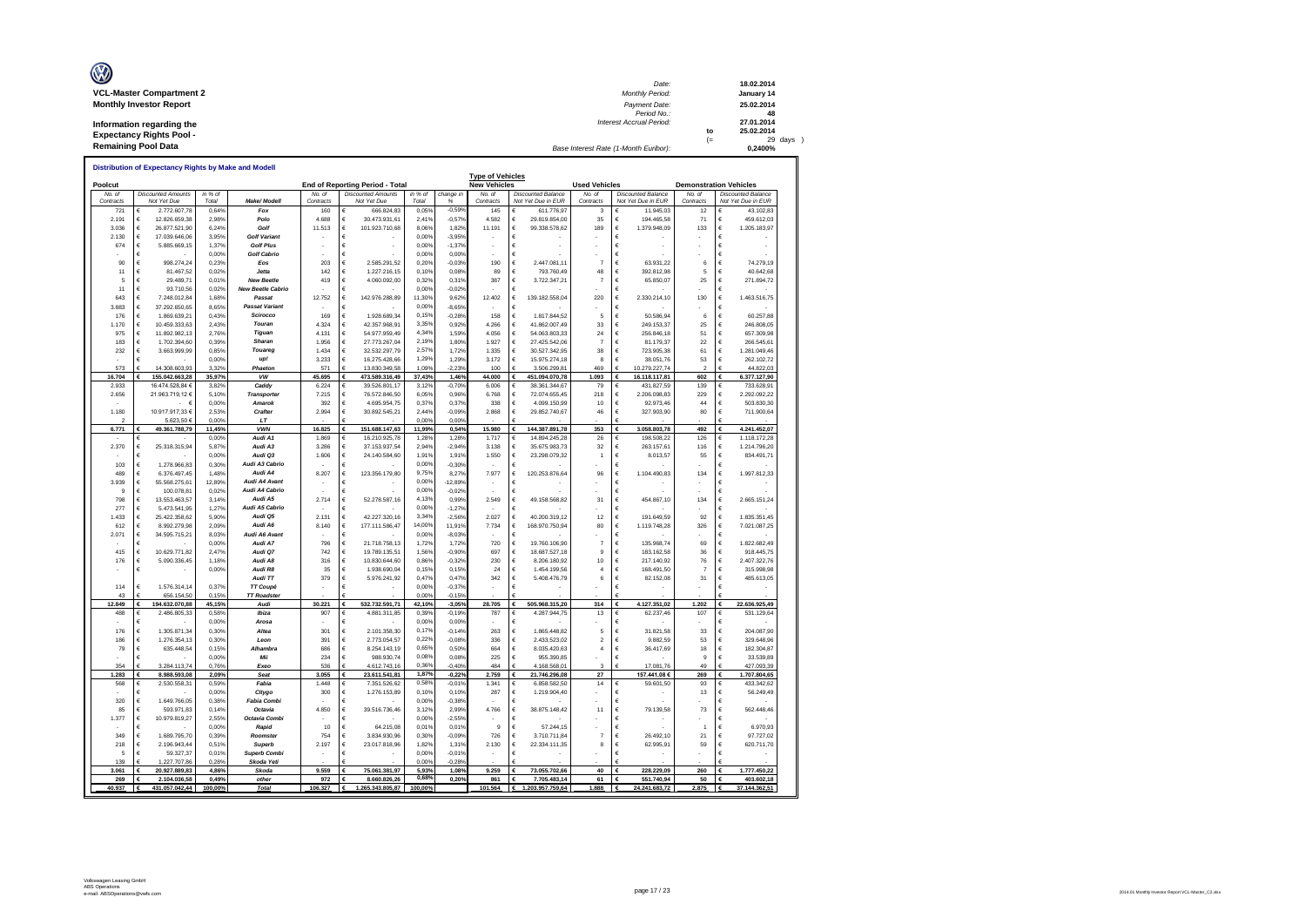**VCL-Master Compartment 2**

**Monthly Investor Report**

**Information regarding the Expectancy Rights Pool - Remaining Pool Data**

| | | |
|---|---|---|
| Date: | | 18.02.2014 |
| Monthly Period: | | January 14 |
| Payment Date: | | 25.02.2014 |
| Period No.: | | 48 |
| Interest Accrual Period: | | 27.01.2014 |
| | to | 25.02.2014 |
| | (= | 29 days ) |
| Base Interest Rate (1-Month Euribor): | | 0,2400% |

**Distribution of Expectancy Rights by Make and Modell**

| Poolcut | | | | End of Reporting Period - Total | | | | Type of Vehicles New Vehicles | | Used Vehicles | | Demonstration Vehicles | |
|---|---|---|---|---|---|---|---|---|---|---|---|---|---|
| No. of Contracts | Discounted Amounts Not Yet Due | in % of Total | Make/ Modell | No. of Contracts | Discounted Amounts Not Yet Due | in % of Total | change in % | No. of Contracts | Discounted Balance Not Yet Due in EUR | No. of Contracts | Discounted Balance Not Yet Due in EUR | No. of Contracts | Discounted Balance Not Yet Due in EUR |
| 721 | € 2.772.607,78 | 0,64% | Fox | 160 | € 666.824,83 | 0,05% | -0,59% | 145 | € 611.776,97 | 3 | € 11.945,03 | 12 | € 43.102,83 |
| 2.191 | € 12.826.659,38 | 2,98% | Polo | 4.688 | € 30.473.931,61 | 2,41% | -0,57% | 4.582 | € 29.819.854,00 | 35 | € 194.465,58 | 71 | € 459.612,03 |
| 3.036 | € 26.877.521,90 | 6,24% | Golf | 11.513 | € 101.923.710,68 | 8,06% | 1,82% | 11.191 | € 99.338.578,62 | 189 | € 1.379.948,09 | 133 | € 1.205.183,97 |
| 2.130 | € 17.039.646,06 | 3,95% | Golf Variant | - | € - | 0,00% | -3,95% | - | € - | - | € - | - | € - |
| 674 | € 5.885.669,15 | 1,37% | Golf Plus | - | € - | 0,00% | -1,37% | - | € - | - | € - | - | € - |
| - | € - | 0,00% | Golf Cabrio | - | € - | 0,00% | 0,00% | - | € - | - | € - | - | € - |
| 90 | € 998.274,24 | 0,23% | Eos | 203 | € 2.585.291,52 | 0,20% | -0,03% | 190 | € 2.447.081,11 | 7 | € 63.931,22 | 6 | € 74.279,19 |
| 11 | € 81.467,52 | 0,02% | Jetta | 142 | € 1.227.216,15 | 0,10% | 0,08% | 89 | € 793.760,49 | 48 | € 392.812,98 | 5 | € 40.642,68 |
| 5 | € 29.489,71 | 0,01% | New Beetle | 419 | € 4.060.092,00 | 0,32% | 0,31% | 387 | € 3.722.347,21 | 7 | € 65.850,07 | 25 | € 271.894,72 |
| 11 | € 93.710,56 | 0,02% | New Beetle Cabrio | - | € - | 0,00% | -0,02% | - | € - | - | € - | - | € - |
| 643 | € 7.248.012,84 | 1,68% | Passat | 12.752 | € 142.976.288,89 | 11,30% | 9,62% | 12.402 | € 139.182.558,04 | 220 | € 2.330.214,10 | 130 | € 1.463.516,75 |
| 3.883 | € 37.292.650,65 | 8,65% | Passat Variant | - | € - | 0,00% | -8,65% | - | € - | - | € - | - | € - |
| 176 | € 1.869.639,21 | 0,43% | Scirocco | 169 | € 1.928.689,34 | 0,15% | -0,28% | 158 | € 1.817.844,52 | 5 | € 50.586,94 | 6 | € 60.257,88 |
| 1.170 | € 10.459.333,63 | 2,43% | Touran | 4.324 | € 42.357.968,91 | 3,35% | 0,92% | 4.266 | € 41.862.007,49 | 33 | € 249.153,37 | 25 | € 246.808,05 |
| 975 | € 11.892.982,13 | 2,76% | Tiguan | 4.131 | € 54.977.959,49 | 4,34% | 1,59% | 4.056 | € 54.063.803,33 | 24 | € 256.846,18 | 51 | € 657.309,98 |
| 183 | € 1.702.394,60 | 0,39% | Sharan | 1.956 | € 27.773.267,04 | 2,19% | 1,80% | 1.927 | € 27.425.542,06 | 7 | € 81.179,37 | 22 | € 266.545,61 |
| 232 | € 3.663.999,99 | 0,85% | Touareg | 1.434 | € 32.532.297,79 | 2,57% | 1,72% | 1.335 | € 30.527.342,95 | 38 | € 723.905,38 | 61 | € 1.281.049,46 |
| - | € - | 0,00% | up! | 3.233 | € 16.275.428,66 | 1,29% | 1,29% | 3.172 | € 15.975.274,18 | 8 | € 38.051,76 | 53 | € 262.102,72 |
| 573 | € 14.308.603,93 | 3,32% | Phaeton | 571 | € 13.830.349,58 | 1,09% | -2,23% | 100 | € 3.506.299,81 | 469 | € 10.279.227,74 | 2 | € 44.822,03 |
| **16.704** | **€ 155.042.663,28** | **35,97%** | **VW** | **45.695** | **€ 473.589.316,49** | **37,43%** | **1,46%** | **44.000** | **€ 451.094.070,78** | **1.093** | **€ 16.118.117,81** | **602** | **€ 6.377.127,90** |
| 2.933 | 16.474.528,84 € | 3,82% | Caddy | 6.224 | € 39.526.801,17 | 3,12% | -0,70% | 6.006 | € 38.361.344,67 | 79 | € 431.827,59 | 139 | € 733.628,91 |
| 2.656 | 21.963.719,12 € | 5,10% | Transporter | 7.215 | € 76.572.846,50 | 6,05% | 0,96% | 6.768 | € 72.074.655,45 | 218 | € 2.206.098,83 | 229 | € 2.292.092,22 |
| - | € | 0,00% | Amarok | 392 | € 4.695.954,75 | 0,37% | 0,37% | 338 | € 4.099.150,99 | 10 | € 92.973,46 | 44 | € 503.830,30 |
| 1.180 | 10.917.917,33 € | 2,53% | Crafter | 2.994 | € 30.892.545,21 | 2,44% | -0,09% | 2.868 | € 29.852.740,67 | 46 | € 327.903,90 | 80 | € 711.900,64 |
| 2 | 5.623,50 € | 0,00% | LT | - | € - | 0,00% | 0,00% | - | € - | - | € - | - | € - |
| **6.771** | **€ 49.361.788,79** | **11,45%** | **VWN** | **16.825** | **€ 151.688.147,63** | **11,99%** | **0,54%** | **15.980** | **€ 144.387.891,78** | **353** | **€ 3.058.803,78** | **492** | **€ 4.241.452,07** |
| - | € - | 0,00% | Audi A1 | 1.869 | € 16.210.925,78 | 1,28% | 1,28% | 1.717 | € 14.894.245,28 | 26 | € 198.508,22 | 126 | € 1.118.172,28 |
| 2.370 | € 25.318.315,94 | 5,87% | Audi A3 | 3.286 | € 37.153.937,54 | 2,94% | -2,94% | 3.138 | € 35.675.983,73 | 32 | € 263.157,61 | 116 | € 1.214.796,20 |
| - | € - | 0,00% | Audi Q3 | 1.606 | € 24.140.584,60 | 1,91% | 1,91% | 1.550 | € 23.298.079,32 | 1 | € 8.013,57 | 55 | € 834.491,71 |
| 103 | € 1.278.966,83 | 0,30% | Audi A3 Cabrio | - | € - | 0,00% | -0,30% | - | € - | - | € - | - | € - |
| 489 | € 6.376.497,45 | 1,48% | Audi A4 | 8.207 | € 123.356.179,80 | 9,75% | 8,27% | 7.977 | € 120.253.876,64 | 96 | € 1.104.490,83 | 134 | € 1.997.812,33 |
| 3.939 | € 55.568.275,61 | 12,89% | Audi A4 Avant | - | € - | 0,00% | -12,89% | - | € - | - | € - | - | € - |
| 9 | € 100.078,81 | 0,02% | Audi A4 Cabrio | - | € - | 0,00% | -0,02% | - | € - | - | € - | - | € - |
| 798 | € 13.553.463,57 | 3,14% | Audi A5 | 2.714 | € 52.278.587,16 | 4,13% | 0,99% | 2.549 | € 49.158.568,82 | 31 | € 454.867,10 | 134 | € 2.665.151,24 |
| 277 | € 5.473.541,95 | 1,27% | Audi A5 Cabrio | - | € - | 0,00% | -1,27% | - | € - | - | € - | - | € - |
| 1.433 | € 25.422.358,62 | 5,90% | Audi Q5 | 2.131 | € 42.227.320,16 | 3,34% | -2,56% | 2.027 | € 40.200.319,12 | 12 | € 191.649,59 | 92 | € 1.835.351,45 |
| 612 | € 8.992.279,98 | 2,09% | Audi A6 | 8.140 | € 177.111.586,47 | 14,00% | 11,91% | 7.734 | € 168.970.750,94 | 80 | € 1.119.748,28 | 326 | € 7.021.087,25 |
| 2.071 | € 34.595.715,21 | 8,03% | Audi A6 Avant | - | € - | 0,00% | -8,03% | - | € - | - | € - | - | € - |
| - | € - | 0,00% | Audi A7 | 796 | € 21.718.758,13 | 1,72% | 1,72% | 720 | € 19.760.106,90 | 7 | € 135.968,74 | 69 | € 1.822.682,49 |
| 415 | € 10.629.771,82 | 2,47% | Audi Q7 | 742 | € 19.789.135,51 | 1,56% | -0,90% | 697 | € 18.687.527,18 | 9 | € 183.162,58 | 36 | € 918.445,75 |
| 176 | € 5.090.336,45 | 1,18% | Audi A8 | 316 | € 10.830.644,60 | 0,86% | -0,32% | 230 | € 8.206.180,92 | 10 | € 217.140,92 | 76 | € 2.407.322,76 |
| - | € - | 0,00% | Audi R8 | 35 | € 1.938.690,04 | 0,15% | 0,15% | 24 | € 1.454.199,56 | 4 | € 168.491,50 | 7 | € 315.998,98 |
| | | | Audi TT | 379 | € 5.976.241,92 | 0,47% | 0,47% | 342 | € 5.408.476,79 | 6 | € 82.152,08 | 31 | € 485.613,05 |
| 114 | € 1.576.314,14 | 0,37% | TT Coupé | - | € - | 0,00% | -0,37% | - | € - | - | € - | - | € - |
| 43 | € 656.154,50 | 0,15% | TT Roadster | - | € - | 0,00% | -0,15% | - | € - | - | € - | - | € - |
| **12.849** | **€ 194.632.070,88** | **45,15%** | **Audi** | **30.221** | **€ 532.732.591,71** | **42,10%** | **-3,05%** | **28.705** | **€ 505.968.315,20** | **314** | **€ 4.127.351,02** | **1.202** | **€ 22.636.925,49** |
| 488 | € 2.486.805,33 | 0,58% | Ibiza | 907 | € 4.881.311,85 | 0,39% | -0,19% | 787 | € 4.287.944,75 | 13 | € 62.237,46 | 107 | € 531.129,64 |
| - | € - | 0,00% | Arosa | - | € - | 0,00% | 0,00% | - | € - | - | € - | - | € - |
| 176 | € 1.305.871,34 | 0,30% | Altea | 301 | € 2.101.358,30 | 0,17% | -0,14% | 263 | € 1.865.448,82 | 5 | € 31.821,58 | 33 | € 204.087,90 |
| 186 | € 1.276.354,13 | 0,30% | Leon | 391 | € 2.773.054,57 | 0,22% | -0,08% | 336 | € 2.433.523,02 | 2 | € 9.882,59 | 53 | € 329.648,96 |
| 79 | € 635.448,54 | 0,15% | Alhambra | 686 | € 8.254.143,19 | 0,65% | 0,50% | 664 | € 8.035.420,63 | 4 | € 36.417,69 | 18 | € 182.304,87 |
| - | € - | 0,00% | Mii | 234 | € 988.930,74 | 0,08% | 0,08% | 225 | € 955.390,85 | - | € - | 9 | € 33.539,89 |
| 354 | € 3.284.113,74 | 0,76% | Exeo | 536 | € 4.612.743,16 | 0,36% | -0,40% | 484 | € 4.168.568,01 | 3 | € 17.081,76 | 49 | € 427.093,39 |
| **1.283** | **€ 8.988.593,08** | **2,09%** | **Seat** | **3.055** | **€ 23.611.541,81** | **1,87%** | **-0,22%** | **2.759** | **€ 21.746.296,08** | **27** | **157.441,08 €** | **269** | **€ 1.707.804,65** |
| 568 | € 2.530.558,31 | 0,59% | Fabia | 1.448 | € 7.351.526,62 | 0,58% | -0,01% | 1.341 | € 6.858.582,50 | 14 | € 59.601,50 | 93 | € 433.342,62 |
| - | € - | 0,00% | Citygo | 300 | € 1.276.153,89 | 0,10% | 0,10% | 287 | € 1.219.904,40 | - | € - | 13 | € 56.249,49 |
| 320 | € 1.649.766,05 | 0,38% | Fabia Combi | - | € - | 0,00% | -0,38% | - | € - | - | € - | - | € - |
| 85 | € 593.971,83 | 0,14% | Octavia | 4.850 | € 39.516.736,46 | 3,12% | 2,99% | 4.766 | € 38.875.148,42 | 11 | € 79.139,58 | 73 | € 562.448,46 |
| 1.377 | € 10.979.819,27 | 2,55% | Octavia Combi | - | € - | 0,00% | -2,55% | - | € - | - | € - | - | € - |
| - | € - | 0,00% | Rapid | 10 | € 64.215,08 | 0,01% | 0,01% | 9 | € 57.244,15 | - | € - | 1 | € 6.970,93 |
| 349 | € 1.689.795,70 | 0,39% | Roomster | 754 | € 3.834.930,96 | 0,30% | -0,09% | 726 | € 3.710.711,84 | 7 | € 26.492,10 | 21 | € 97.727,02 |
| 218 | € 2.196.943,44 | 0,51% | Superb | 2.197 | € 23.017.818,96 | 1,82% | 1,31% | 2.130 | € 22.334.111,35 | 8 | € 62.995,91 | 59 | € 620.711,70 |
| 5 | € 59.327,37 | 0,01% | Superb Combi | - | € - | 0,00% | -0,01% | - | € - | - | € - | - | € - |
| 139 | € 1.227.707,86 | 0,28% | Skoda Yeti | - | € - | 0,00% | -0,28% | - | € - | - | € - | - | € - |
| **3.061** | **€ 20.927.889,83** | **4,86%** | **Skoda** | **9.559** | **€ 75.061.381,97** | **5,93%** | **1,08%** | **9.259** | **€ 73.055.702,66** | **40** | **€ 228.229,09** | **260** | **€ 1.777.450,22** |
| **269** | **€ 2.104.036,58** | **0,49%** | **other** | **972** | **€ 8.660.826,26** | **0,68%** | **0,20%** | **861** | **€ 7.705.483,14** | **61** | **€ 551.740,94** | **50** | **€ 403.602,18** |
| **40.937** | **€ 431.057.042,44** | **100,00%** | **Total** | **106.327** | **€ 1.265.343.805,87** | **100,00%** | | **101.564** | **€ 1.203.957.759,64** | **1.888** | **€ 24.241.683,72** | **2.875** | **€ 37.144.362,51** |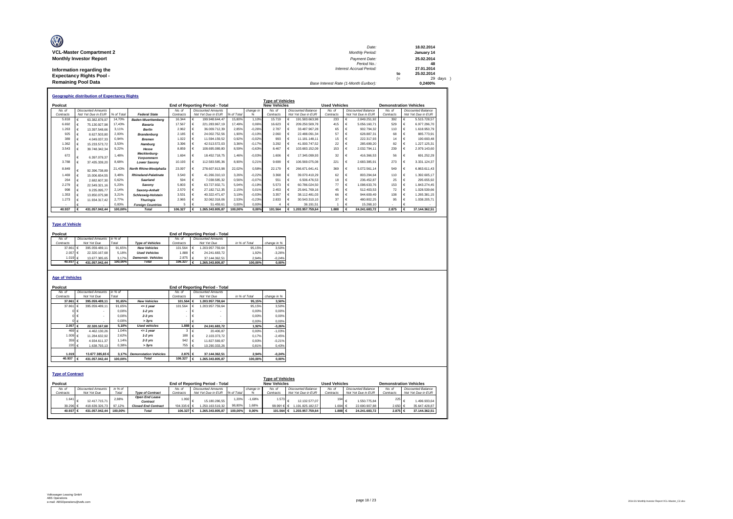**VCL-Master Compartment 2**
**Monthly Investor Report**

**Information regarding the Expectancy Rights Pool - Remaining Pool Data**

| | | |
|---|---|---|
| *Date:* | | 18.02.2014 |
| *Monthly Period:* | | January 14 |
| *Payment Date:* | | 25.02.2014 |
| *Period No.:* | | 48 |
| *Interest Accrual Period:* | | 27.01.2014 |
| | to | 25.02.2014 |
| | (= | 29 days ) |
| *Base Interest Rate (1-Month Euribor):* | | 0,2400% |

## Geographic distribution of Expectancy Rights

| Poolcut | | | | End of Reporting Period - Total | | | | Type of Vehicles: New Vehicles | | Used Vehicles | | Demonstration Vehicles | |
|---|---|---|---|---|---|---|---|---|---|---|---|---|---|
| No. of Contracts | Discounted Amounts Not Yet Due in EUR | % of Total | Federal State | No. of Contracts | Discounted Amounts Not Yet Due in EUR | % of Total | change in % | No. of Contracts | Discounted Balance Not Yet Due in EUR | No. of Contracts | Discounted Balance Not Yet Due in EUR | No. of Contracts | Discounted Balance Not Yet Due in EUR |
| 5.818 | € 63.382.878,97 | 14,70% | Baden-Wuerttemberg | 16.344 | € 199.948.644,47 | 15,80% | 1,10% | 15.719 | € 191.583.663,98 | 233 | € 2.849.251,92 | 392 | € 5.515.728,57 |
| 6.692 | € 75.130.927,98 | 17,43% | Bavaria | 17.567 | € 221.283.967,19 | 17,49% | 0,06% | 16.623 | € 209.250.509,78 | 415 | € 5.056.160,71 | 529 | € 6.977.296,70 |
| 1.263 | € 13.397.548,66 | 3,11% | Berlin | 2.962 | € 36.009.712,39 | 2,85% | -0,26% | 2.787 | € 33.487.967,28 | 65 | € 902.794,32 | 110 | € 1.618.950,79 |
| 925 | € 8.627.503,80 | 2,00% | Brandenburg | 2.185 | € 24.002.752,56 | 1,90% | -0,10% | 2.060 | € 22.488.091,34 | 57 | € 628.887,31 | 68 | € 885.773,91 |
| 389 | € 4.049.037,33 | 0,94% | Bremen | 1.022 | € 11.594.159,52 | 0,92% | -0,02% | 993 | € 11.181.148,11 | 15 | € 222.317,93 | 14 | € 190.693,48 |
| 1.362 | € 15.233.573,72 | 3,53% | Hamburg | 3.396 | € 42.513.572,03 | 3,36% | -0,17% | 3.292 | € 41.000.747,52 | 22 | € 285.699,20 | 82 | € 1.227.125,31 |
| 3.543 | € 39.748.342,34 | 9,22% | Hesse | 8.859 | € 108.695.089,80 | 8,59% | -0,63% | 8.467 | € 103.683.152,09 | 153 | € 2.032.794,11 | 239 | € 2.979.143,60 |
| 672 | € 6.397.079,37 | 1,48% | Mecklenburg-Vorpommern | 1.694 | € 18.452.718,75 | 1,46% | -0,03% | 1.606 | € 17.345.099,93 | 32 | € 416.366,53 | 56 | € 691.252,29 |
| 3.788 | € 37.435.339,20 | 8,68% | Lower Saxony | 10.193 | € 112.583.585,36 | 8,90% | 0,21% | 9.699 | € 106.569.075,08 | 221 | € 2.683.385,91 | 273 | € 3.331.124,37 |
| 8.849 | € 92.396.738,89 | 21,43% | North Rhine-Westphalia | 23.097 | € 278.607.813,98 | 22,02% | 0,58% | 22.179 | € 266.671.641,41 | 369 | € 5.072.561,14 | 549 | € 6.863.611,43 |
| 1.469 | € 15.006.654,55 | 3,48% | Rhineland-Palatinate | 3.540 | € 41.266.310,10 | 3,26% | -0,22% | 3.368 | € 39.070.410,29 | 62 | € 803.294,64 | 110 | € 1.392.605,17 |
| 264 | € 2.682.607,30 | 0,62% | Saarland | 594 | € 7.038.585,32 | 0,56% | -0,07% | 551 | € 6.506.476,53 | 18 | € 236.452,87 | 25 | € 295.655,92 |
| 2.279 | € 22.549.321,16 | 5,23% | Saxony | 5.803 | € 63.727.932,71 | 5,04% | -0,19% | 5.573 | € 60.786.024,50 | 77 | € 1.098.633,76 | 153 | € 1.843.274,45 |
| 998 | € 9.235.095,77 | 2,14% | Saxony-Anhalt | 2.570 | € 27.182.712,35 | 2,15% | 0,01% | 2.453 | € 25.641.769,16 | 45 | € 512.403,53 | 72 | € 1.028.539,66 |
| 1.353 | € 13.850.075,98 | 3,21% | Schleswig-Holstein | 3.531 | € 40.322.471,67 | 3,19% | -0,03% | 3.357 | € 38.112.481,03 | 66 | € 944.609,49 | 108 | € 1.265.381,15 |
| 1.273 | € 11.934.317,42 | 2,77% | Thuringia | 2.965 | € 32.062.318,06 | 2,53% | -0,23% | 2.833 | € 30.543.310,10 | 37 | € 480.802,25 | 95 | € 1.038.205,71 |
| - | € - | 0,00% | Foreign Countries | 5 | € 51.459,61 | 0,00% | 0,00% | 4 | € 36.191,51 | 1 | € 15.268,10 | - | € - |
| **40.937** | **€ 431.057.042,44** | **100,00%** | **Total** | **106.327** | **€ 1.265.343.805,87** | **100,00%** | **0,00%** | **101.564** | **€ 1.203.957.759,64** | **1.888** | **€ 24.241.683,72** | **2.875** | **€ 37.144.362,51** |

## Type of Vehicle

| Poolcut | | | | End of Reporting Period - Total | | | |
|---|---|---|---|---|---|---|---|
| No. of Contracts | Discounted Amounts Not Yet Due | in % of Total | Type of Vehicles | No. of Contracts | Discounted Amounts Not Yet Due | in % of Total | change in % |
| 37.861 | € 395.059.489,11 | 91,65% | New Vehicles | 101.564 | € 1.203.957.759,64 | 95,15% | 3,50% |
| 2.057 | € 22.320.167,68 | 5,18% | Used Vehicles | 1.888 | € 24.241.683,72 | 1,92% | -3,26% |
| 1.019 | € 13.677.385,65 | 3,17% | Demonstr. Vehicles | 2.875 | € 37.144.362,51 | 2,94% | -0,24% |
| **40.937** | **€ 431.057.042,44** | **100,00%** | **Total** | **106.327** | **€ 1.265.343.805,87** | **100,00%** | **0,00%** |

## Age of Vehicles

| Poolcut | | | | End of Reporting Period - Total | | | |
|---|---|---|---|---|---|---|---|
| No. of Contracts | Discounted Amounts Not Yet Due | in % of Total | | No. of Contracts | Discounted Amounts Not Yet Due | in % of Total | change in % |
| **37.861** | **€ 395.059.489,11** | **91,65%** | **New Vehicles** | **101.564** | **€ 1.203.957.759,64** | **95,15%** | **3,50%** |
| 37.861 | € 395.059.489,11 | 91,65% | <= 1 year | 101.564 | € 1.203.957.759,64 | 95,15% | 3,50% |
| 0 | € - | 0,00% | 1-2 yrs | - | € - | 0,00% | 0,00% |
| 0 | € - | 0,00% | 2-3 yrs | - | € - | 0,00% | 0,00% |
| 0 | € - | 0,00% | > 3yrs | - | € - | 0,00% | 0,00% |
| **2.057** | **€ 22.320.167,68** | **5,18%** | **Used vehicles** | **1.888** | **€ 24.241.683,72** | **1,92%** | **-3,26%** |
| 469 | € 4.462.130,26 | 1,04% | <= 1 year | 3 | € 20.406,87 | 0,00% | -1,03% |
| 1.009 | € 11.284.632,92 | 2,62% | 1-2 yrs | 188 | € 2.103.373,72 | 0,17% | -2,45% |
| 359 | € 4.934.611,37 | 1,14% | 2-3 yrs | 942 | € 11.827.569,87 | 0,93% | -0,21% |
| 220 | € 1.638.793,13 | 0,38% | > 3yrs | 755 | € 10.290.333,26 | 0,81% | 0,43% |
| **1.019** | **13.677.385,65 €** | **3,17%** | **Demonstation Vehicles** | **2.875** | **€ 37.144.362,51** | **2,94%** | **-0,24%** |
| **40.937** | **€ 431.057.042,44** | **100,00%** | **Total** | **106.327** | **€ 1.265.343.805,87** | **100,00%** | **0,00%** |

## Type of Contract

| Poolcut | | | | End of Reporting Period - Total | | | | Type of Vehicles: New Vehicles | | Used Vehicles | | Demonstration Vehicles | |
|---|---|---|---|---|---|---|---|---|---|---|---|---|---|
| No. of Contracts | Discounted Amounts Not Yet Due | in % of Total | Type of Contract | No. of Contracts | Discounted Amounts Not Yet Due in EUR | % of Total | change in % | No. of Contracts | Discounted Balance Not Yet Due in EUR | No. of Contracts | Discounted Balance Not Yet Due in EUR | No. of Contracts | Discounted Balance Not Yet Due in EUR |
| 1.641 | € 12.417.715,71 | 2,88% | Open End Lease Contract | 1.992 | € 15.180.286,55 | 1,20% | -1,68% | 1.573 | € 12.132.577,07 | 194 | € 1.550.775,84 | 225 | € 1.496.933,64 |
| 39.296 | € 418.639.326,73 | 97,12% | Closed End Contract | 104.335 | € 1.250.163.519,32 | 98,80% | 1,68% | 99.991 | € 1.191.825.182,57 | 1.694 | € 22.690.907,88 | 2.650 | € 35.647.428,87 |
| **40.937** | **€ 431.057.042,44** | **100,00%** | **Total** | **106.327** | **€ 1.265.343.805,87** | **100,00%** | **0,00%** | **101.564** | **€ 1.203.957.759,64** | **1.888** | **€ 24.241.683,72** | **2.875** | **€ 37.144.362,51** |

Volkswagen Leasing GmbH
ABS Operations
e-mail: ABSOperations@vwfs.com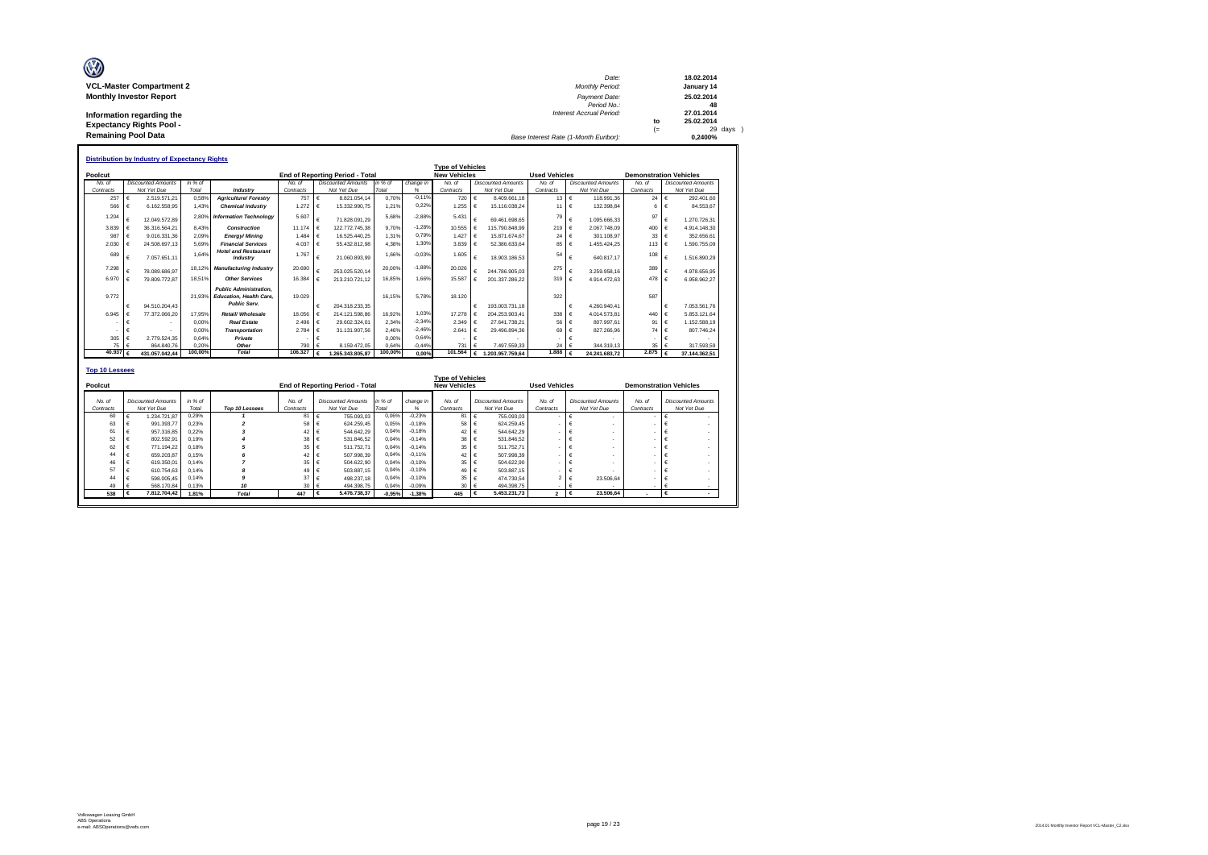**VCL-Master Compartment 2**

**Monthly Investor Report**

**Information regarding the Expectancy Rights Pool - Remaining Pool Data**

| | | |
|---|---|---|
| Date: | | 18.02.2014 |
| Monthly Period: | | January 14 |
| Payment Date: | | 25.02.2014 |
| Period No.: | | 48 |
| Interest Accrual Period: | | 27.01.2014 |
| | to | 25.02.2014 |
| | (= | 29 days ) |
| Base Interest Rate (1-Month Euribor): | | 0,2400% |

## Distribution by Industry of Expectancy Rights

| Poolcut | | | | End of Reporting Period - Total | | | | Type of Vehicles New Vehicles | | Used Vehicles | | Demonstration Vehicles | |
|---|---|---|---|---|---|---|---|---|---|---|---|---|---|
| No. of Contracts | Discounted Amounts Not Yet Due | in % of Total | Industry | No. of Contracts | Discounted Amounts Not Yet Due | in % of Total | change in % | No. of Contracts | Discounted Amounts Not Yet Due | No. of Contracts | Discounted Amounts Not Yet Due | No. of Contracts | Discounted Amounts Not Yet Due |
| 257 | € 2.519.571,21 | 0,58% | Agriculture/ Forestry | 757 | € 8.821.054,14 | 0,70% | -0,11% | 720 | € 8.409.661,18 | 13 | € 118.991,36 | 24 | € 292.401,60 |
| 566 | € 6.162.558,95 | 1,43% | Chemical Industry | 1.272 | € 15.332.990,75 | 1,21% | 0,22% | 1.255 | € 15.116.038,24 | 11 | € 132.398,84 | 6 | € 84.553,67 |
| 1.204 | € 12.049.572,89 | 2,80% | Information Technology | 5.607 | € 71.828.091,29 | 5,68% | -2,88% | 5.431 | € 69.461.698,65 | 79 | € 1.095.666,33 | 97 | € 1.270.726,31 |
| 3.839 | € 36.316.564,21 | 8,43% | Construction | 11.174 | € 122.772.745,38 | 9,70% | -1,28% | 10.555 | € 115.790.848,99 | 219 | € 2.067.748,09 | 400 | € 4.914.148,30 |
| 987 | € 9.016.331,36 | 2,09% | Energy/ Mining | 1.484 | € 16.525.440,25 | 1,31% | 0,79% | 1.427 | € 15.871.674,67 | 24 | € 301.108,97 | 33 | € 352.656,61 |
| 2.030 | € 24.508.697,13 | 5,69% | Financial Services | 4.037 | € 55.432.812,98 | 4,38% | 1,30% | 3.839 | € 52.386.633,64 | 85 | € 1.455.424,25 | 113 | € 1.590.755,09 |
| 689 | € 7.057.651,11 | 1,64% | Hotel and Restaurant Industry | 1.767 | € 21.060.893,99 | 1,66% | -0,03% | 1.605 | € 18.903.186,53 | 54 | € 640.817,17 | 108 | € 1.516.890,29 |
| 7.298 | € 78.089.686,97 | 18,12% | Manufacturing Industry | 20.690 | € 253.025.520,14 | 20,00% | -1,88% | 20.026 | € 244.786.905,03 | 275 | € 3.259.958,16 | 389 | € 4.978.656,95 |
| 6.970 | € 79.809.772,87 | 18,51% | Other Services | 16.384 | € 213.210.721,12 | 16,85% | 1,66% | 15.587 | € 201.337.286,22 | 319 | € 4.914.472,63 | 478 | € 6.958.962,27 |
| 9.772 | € 94.510.204,43 | 21,93% | Public Administration, Education, Health Care, Public Serv. | 19.029 | € 204.318.233,35 | 16,15% | 5,78% | 18.120 | € 193.003.731,18 | 322 | € 4.260.940,41 | 587 | € 7.053.561,76 |
| 6.945 | € 77.372.066,20 | 17,95% | Retail/ Wholesale | 18.056 | € 214.121.598,86 | 16,92% | 1,03% | 17.278 | € 204.253.903,41 | 338 | € 4.014.573,81 | 440 | € 5.853.121,64 |
| - | € - | 0,00% | Real Estate | 2.496 | € 29.602.324,01 | 2,34% | -2,34% | 2.349 | € 27.641.738,21 | 56 | € 807.997,61 | 91 | € 1.152.588,19 |
| - | € - | 0,00% | Transportation | 2.784 | € 31.131.907,56 | 2,46% | -2,46% | 2.641 | € 29.496.894,36 | 69 | € 827.266,96 | 74 | € 807.746,24 |
| 305 | € 2.779.524,35 | 0,64% | Private | - | € - | 0,00% | 0,64% | - | € - | - | € - | - | € - |
| 75 | € 864.840,76 | 0,20% | Other | 790 | € 8.159.472,05 | 0,64% | -0,44% | 731 | € 7.497.559,33 | 24 | € 344.319,13 | 35 | € 317.593,59 |
| 40.937 | € 431.057.042,44 | 100,00% | Total | 106.327 | € 1.265.343.805,87 | 100,00% | 0,00% | 101.564 | € 1.203.957.759,64 | 1.888 | € 24.241.683,72 | 2.875 | € 37.144.362,51 |

## Top 10 Lessees

| Poolcut | | | | End of Reporting Period - Total | | | | Type of Vehicles New Vehicles | | Used Vehicles | | Demonstration Vehicles | |
|---|---|---|---|---|---|---|---|---|---|---|---|---|---|
| No. of Contracts | Discounted Amounts Not Yet Due | in % of Total | Top 10 Lessees | No. of Contracts | Discounted Amounts Not Yet Due | in % of Total | change in % | No. of Contracts | Discounted Amounts Not Yet Due | No. of Contracts | Discounted Amounts Not Yet Due | No. of Contracts | Discounted Amounts Not Yet Due |
| 60 | € 1.234.721,87 | 0,29% | 1 | 81 | € 755.093,03 | 0,06% | -0,23% | 81 | € 755.093,03 | - | € - | - | € - |
| 63 | € 991.393,77 | 0,23% | 2 | 58 | € 624.259,45 | 0,05% | -0,18% | 58 | € 624.259,45 | - | € - | - | € - |
| 61 | € 957.316,85 | 0,22% | 3 | 42 | € 544.642,29 | 0,04% | -0,18% | 42 | € 544.642,29 | - | € - | - | € - |
| 52 | € 802.592,91 | 0,19% | 4 | 38 | € 531.846,52 | 0,04% | -0,14% | 38 | € 531.846,52 | - | € - | - | € - |
| 62 | € 771.194,22 | 0,18% | 5 | 35 | € 511.752,71 | 0,04% | -0,14% | 35 | € 511.752,71 | - | € - | - | € - |
| 44 | € 659.203,87 | 0,15% | 6 | 42 | € 507.998,39 | 0,04% | -0,11% | 42 | € 507.998,39 | - | € - | - | € - |
| 46 | € 619.350,01 | 0,14% | 7 | 35 | € 504.622,90 | 0,04% | -0,10% | 35 | € 504.622,90 | - | € - | - | € - |
| 57 | € 610.754,63 | 0,14% | 8 | 49 | € 503.887,15 | 0,04% | -0,10% | 49 | € 503.887,15 | - | € - | - | € - |
| 44 | € 598.005,45 | 0,14% | 9 | 37 | € 498.237,18 | 0,04% | -0,10% | 35 | € 474.730,54 | 2 | € 23.506,64 | - | € - |
| 49 | € 568.170,84 | 0,13% | 10 | 30 | € 494.398,75 | 0,04% | -0,09% | 30 | € 494.398,75 | - | € - | - | € - |
| 538 | € 7.812.704,42 | 1,81% | Total | 447 | € 5.476.738,37 | -0,95% | -1,38% | 445 | € 5.453.231,73 | 2 | € 23.506,64 | - | € - |

Volkswagen Leasing GmbH
ABS Operations
e-mail: ABSOperations@vwfs.com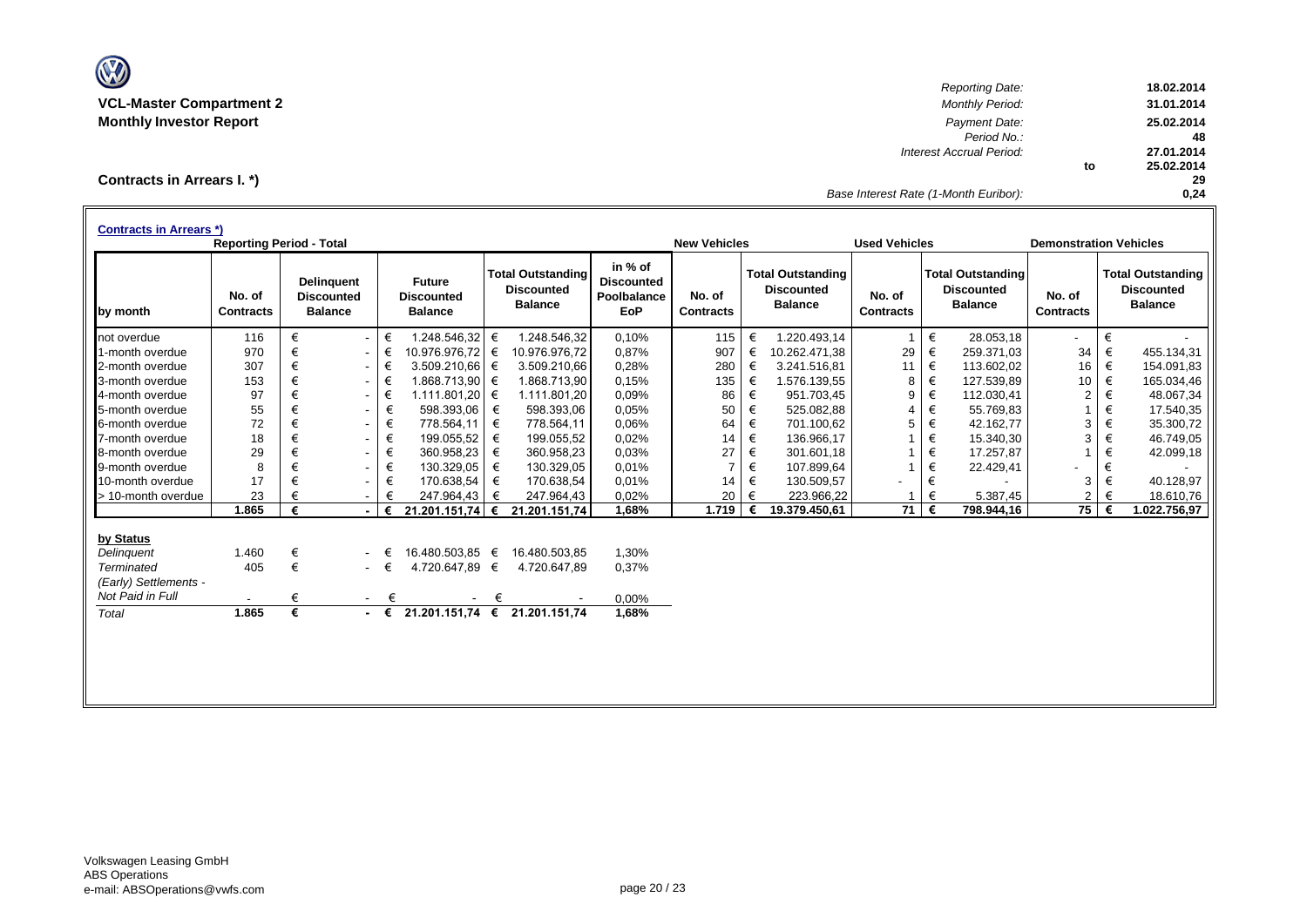**VCL-Master Compartment 2**
**Monthly Investor Report**

| | | |
|---|---|---|
| *Reporting Date:* | | **18.02.2014** |
| *Monthly Period:* | | **31.01.2014** |
| *Payment Date:* | | **25.02.2014** |
| *Period No.:* | | **48** |
| *Interest Accrual Period:* | | **27.01.2014** |
| | **to** | **25.02.2014** |
| | | **29** |
| *Base Interest Rate (1-Month Euribor):* | | **0,24** |

## Contracts in Arrears I. *)

**Contracts in Arrears *)**

| | Reporting Period - Total | | | | | New Vehicles | | Used Vehicles | | Demonstration Vehicles | |
|---|---|---|---|---|---|---|---|---|---|---|---|
| **by month** | **No. of Contracts** | **Delinquent Discounted Balance** | **Future Discounted Balance** | **Total Outstanding Discounted Balance** | **in % of Discounted Poolbalance EoP** | **No. of Contracts** | **Total Outstanding Discounted Balance** | **No. of Contracts** | **Total Outstanding Discounted Balance** | **No. of Contracts** | **Total Outstanding Discounted Balance** |
| not overdue | 116 | € - | € 1.248.546,32 | € 1.248.546,32 | 0,10% | 115 | € 1.220.493,14 | 1 | € 28.053,18 | - | € - |
| 1-month overdue | 970 | € - | € 10.976.976,72 | € 10.976.976,72 | 0,87% | 907 | € 10.262.471,38 | 29 | € 259.371,03 | 34 | € 455.134,31 |
| 2-month overdue | 307 | € - | € 3.509.210,66 | € 3.509.210,66 | 0,28% | 280 | € 3.241.516,81 | 11 | € 113.602,02 | 16 | € 154.091,83 |
| 3-month overdue | 153 | € - | € 1.868.713,90 | € 1.868.713,90 | 0,15% | 135 | € 1.576.139,55 | 8 | € 127.539,89 | 10 | € 165.034,46 |
| 4-month overdue | 97 | € - | € 1.111.801,20 | € 1.111.801,20 | 0,09% | 86 | € 951.703,45 | 9 | € 112.030,41 | 2 | € 48.067,34 |
| 5-month overdue | 55 | € - | € 598.393,06 | € 598.393,06 | 0,05% | 50 | € 525.082,88 | 4 | € 55.769,83 | 1 | € 17.540,35 |
| 6-month overdue | 72 | € - | € 778.564,11 | € 778.564,11 | 0,06% | 64 | € 701.100,62 | 5 | € 42.162,77 | 3 | € 35.300,72 |
| 7-month overdue | 18 | € - | € 199.055,52 | € 199.055,52 | 0,02% | 14 | € 136.966,17 | 1 | € 15.340,30 | 3 | € 46.749,05 |
| 8-month overdue | 29 | € - | € 360.958,23 | € 360.958,23 | 0,03% | 27 | € 301.601,18 | 1 | € 17.257,87 | 1 | € 42.099,18 |
| 9-month overdue | 8 | € - | € 130.329,05 | € 130.329,05 | 0,01% | 7 | € 107.899,64 | 1 | € 22.429,41 | - | € - |
| 10-month overdue | 17 | € - | € 170.638,54 | € 170.638,54 | 0,01% | 14 | € 130.509,57 | - | € - | 3 | € 40.128,97 |
| > 10-month overdue | 23 | € - | € 247.964,43 | € 247.964,43 | 0,02% | 20 | € 223.966,22 | 1 | € 5.387,45 | 2 | € 18.610,76 |
| | **1.865** | **€ -** | **€ 21.201.151,74** | **€ 21.201.151,74** | **1,68%** | **1.719** | **€ 19.379.450,61** | **71** | **€ 798.944,16** | **75** | **€ 1.022.756,97** |

| **by Status** | | | | | |
|---|---|---|---|---|---|
| *Delinquent* | 1.460 | € - | € 16.480.503,85 | € 16.480.503,85 | 1,30% |
| *Terminated* | 405 | € - | € 4.720.647,89 | € 4.720.647,89 | 0,37% |
| *(Early) Settlements - Not Paid in Full* | - | € - | € - | € - | 0,00% |
| *Total* | **1.865** | **€ -** | **€ 21.201.151,74** | **€ 21.201.151,74** | **1,68%** |

Volkswagen Leasing GmbH
ABS Operations
e-mail: ABSOperations@vwfs.com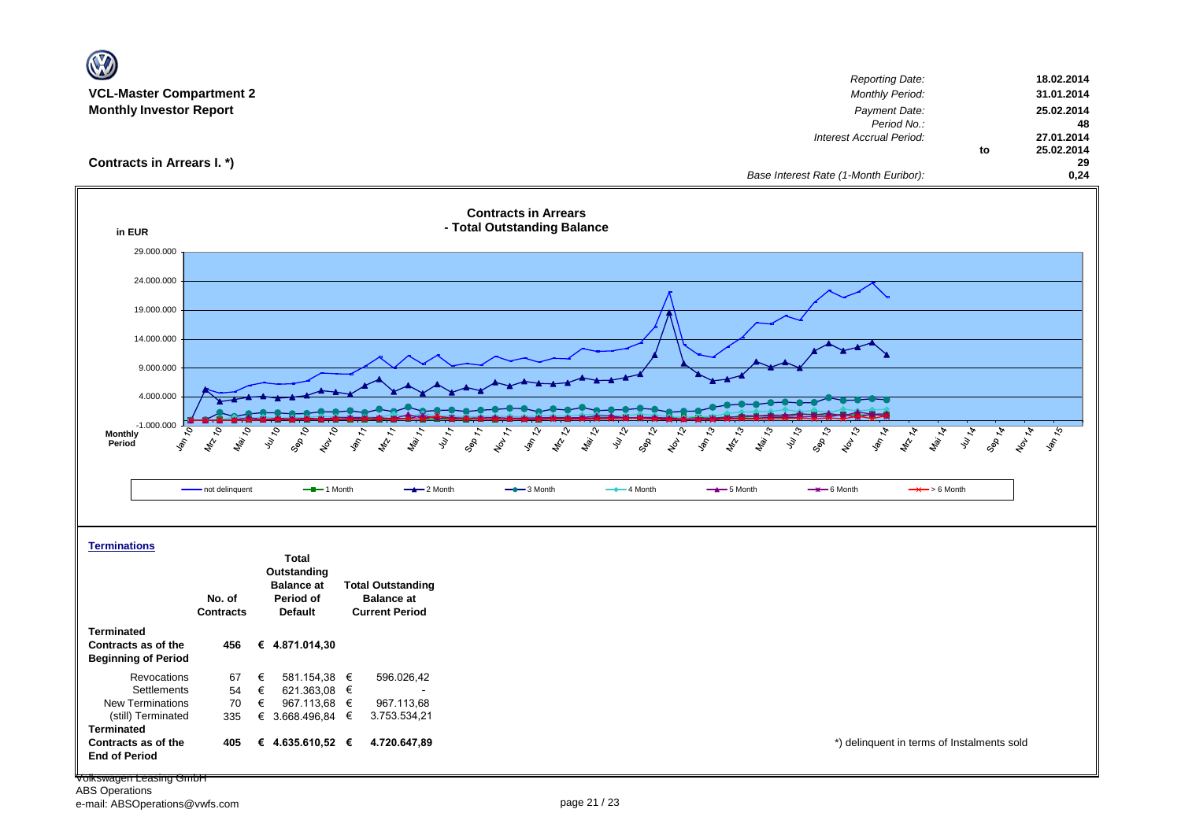**VCL-Master Compartment 2**
**Monthly Investor Report**

| | | |
|---|---|---|
| *Reporting Date:* | | **18.02.2014** |
| *Monthly Period:* | | **31.01.2014** |
| *Payment Date:* | | **25.02.2014** |
| *Period No.:* | | **48** |
| *Interest Accrual Period:* | | **27.01.2014** |
| | **to** | **25.02.2014** |
| | | **29** |
| *Base Interest Rate (1-Month Euribor):* | | **0,24** |

## Contracts in Arrears I. *)

**Contracts in Arrears - Total Outstanding Balance**

in EUR

Monthly Period

Legend: not delinquent, 1 Month, 2 Month, 3 Month, 4 Month, 5 Month, 6 Month, > 6 Month

### Terminations

| | No. of Contracts | Total Outstanding Balance at Period of Default | Total Outstanding Balance at Current Period |
|---|---|---|---|
| **Terminated Contracts as of the Beginning of Period** | **456** | **€ 4.871.014,30** | |
| Revocations | 67 | € 581.154,38 | € 596.026,42 |
| Settlements | 54 | € 621.363,08 | € - |
| New Terminations | 70 | € 967.113,68 | € 967.113,68 |
| (still) Terminated | 335 | € 3.668.496,84 | € 3.753.534,21 |
| **Terminated Contracts as of the End of Period** | **405** | **€ 4.635.610,52** | **€ 4.720.647,89** |

*) delinquent in terms of Instalments sold

Volkswagen Leasing GmbH
ABS Operations
e-mail: ABSOperations@vwfs.com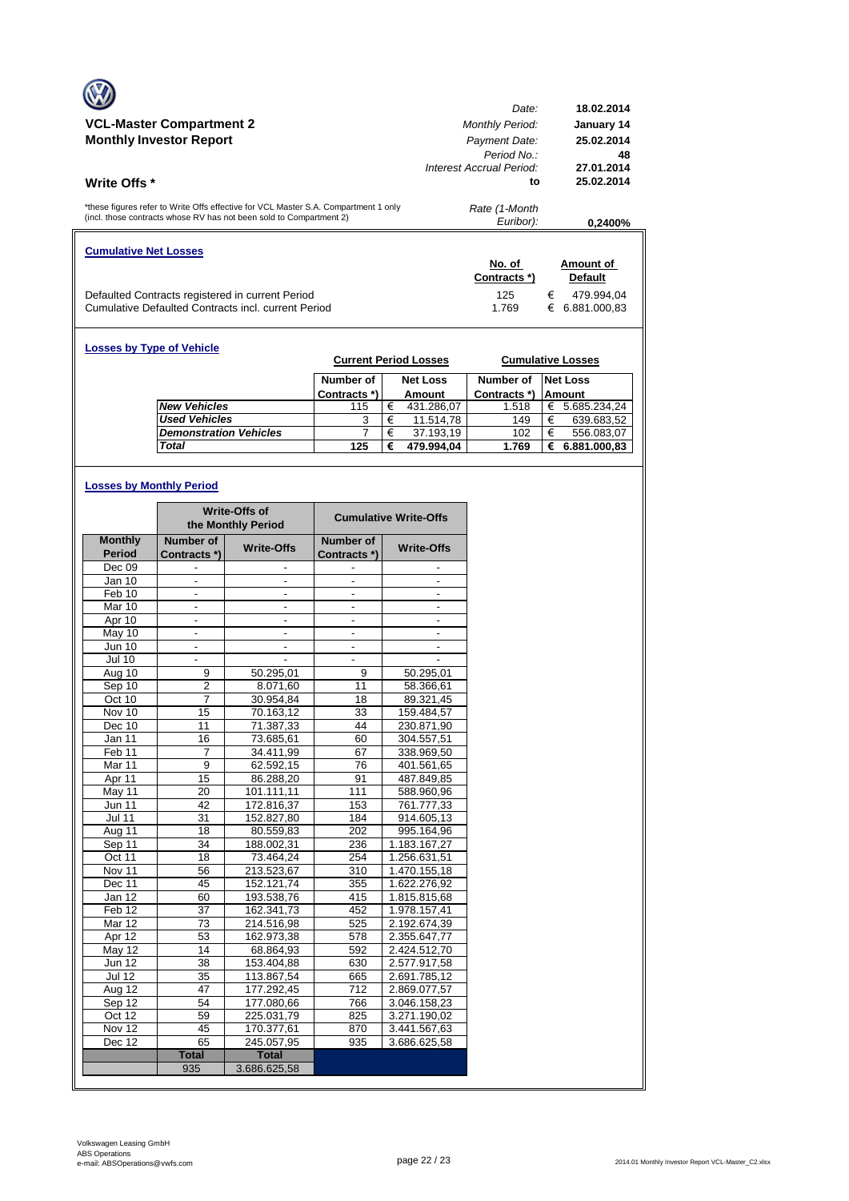## VCL-Master Compartment 2
## Monthly Investor Report

| | |
|---|---|
| *Date:* | **18.02.2014** |
| *Monthly Period:* | **January 14** |
| *Payment Date:* | **25.02.2014** |
| *Period No.:* | **48** |
| *Interest Accrual Period:* | **27.01.2014** |
| **to** | **25.02.2014** |
| *Rate (1-Month Euribor):* | **0,2400%** |

### Write Offs *

*these figures refer to Write Offs effective for VCL Master S.A. Compartment 1 only (incl. those contracts whose RV has not been sold to Compartment 2)

### Cumulative Net Losses

| | No. of Contracts *) | Amount of Default |
|---|---|---|
| Defaulted Contracts registered in current Period | 125 | € 479.994,04 |
| Cumulative Defaulted Contracts incl. current Period | 1.769 | € 6.881.000,83 |

### Losses by Type of Vehicle

| | Current Period Losses | | Cumulative Losses | |
|---|---|---|---|---|
| | Number of Contracts *) | Net Loss Amount | Number of Contracts *) | Net Loss Amount |
| *New Vehicles* | 115 | € 431.286,07 | 1.518 | € 5.685.234,24 |
| *Used Vehicles* | 3 | € 11.514,78 | 149 | € 639.683,52 |
| *Demonstration Vehicles* | 7 | € 37.193,19 | 102 | € 556.083,07 |
| ***Total*** | **125** | **€ 479.994,04** | **1.769** | **€ 6.881.000,83** |

### Losses by Monthly Period

| | Write-Offs of the Monthly Period | | Cumulative Write-Offs | |
|---|---|---|---|---|
| **Monthly Period** | **Number of Contracts *)** | **Write-Offs** | **Number of Contracts *)** | **Write-Offs** |
| Dec 09 | - | - | - | - |
| Jan 10 | - | - | - | - |
| Feb 10 | - | - | - | - |
| Mar 10 | - | - | - | - |
| Apr 10 | - | - | - | - |
| May 10 | - | - | - | - |
| Jun 10 | - | - | - | - |
| Jul 10 | - | - | - | - |
| Aug 10 | 9 | 50.295,01 | 9 | 50.295,01 |
| Sep 10 | 2 | 8.071,60 | 11 | 58.366,61 |
| Oct 10 | 7 | 30.954,84 | 18 | 89.321,45 |
| Nov 10 | 15 | 70.163,12 | 33 | 159.484,57 |
| Dec 10 | 11 | 71.387,33 | 44 | 230.871,90 |
| Jan 11 | 16 | 73.685,61 | 60 | 304.557,51 |
| Feb 11 | 7 | 34.411,99 | 67 | 338.969,50 |
| Mar 11 | 9 | 62.592,15 | 76 | 401.561,65 |
| Apr 11 | 15 | 86.288,20 | 91 | 487.849,85 |
| May 11 | 20 | 101.111,11 | 111 | 588.960,96 |
| Jun 11 | 42 | 172.816,37 | 153 | 761.777,33 |
| Jul 11 | 31 | 152.827,80 | 184 | 914.605,13 |
| Aug 11 | 18 | 80.559,83 | 202 | 995.164,96 |
| Sep 11 | 34 | 188.002,31 | 236 | 1.183.167,27 |
| Oct 11 | 18 | 73.464,24 | 254 | 1.256.631,51 |
| Nov 11 | 56 | 213.523,67 | 310 | 1.470.155,18 |
| Dec 11 | 45 | 152.121,74 | 355 | 1.622.276,92 |
| Jan 12 | 60 | 193.538,76 | 415 | 1.815.815,68 |
| Feb 12 | 37 | 162.341,73 | 452 | 1.978.157,41 |
| Mar 12 | 73 | 214.516,98 | 525 | 2.192.674,39 |
| Apr 12 | 53 | 162.973,38 | 578 | 2.355.647,77 |
| May 12 | 14 | 68.864,93 | 592 | 2.424.512,70 |
| Jun 12 | 38 | 153.404,88 | 630 | 2.577.917,58 |
| Jul 12 | 35 | 113.867,54 | 665 | 2.691.785,12 |
| Aug 12 | 47 | 177.292,45 | 712 | 2.869.077,57 |
| Sep 12 | 54 | 177.080,66 | 766 | 3.046.158,23 |
| Oct 12 | 59 | 225.031,79 | 825 | 3.271.190,02 |
| Nov 12 | 45 | 170.377,61 | 870 | 3.441.567,63 |
| Dec 12 | 65 | 245.057,95 | 935 | 3.686.625,58 |
| | **Total** | **Total** | | |
| | 935 | 3.686.625,58 | | |

Volkswagen Leasing GmbH
ABS Operations
e-mail: ABSOperations@vwfs.com

2014.01 Monthly Investor Report VCL-Master_C2.xlsx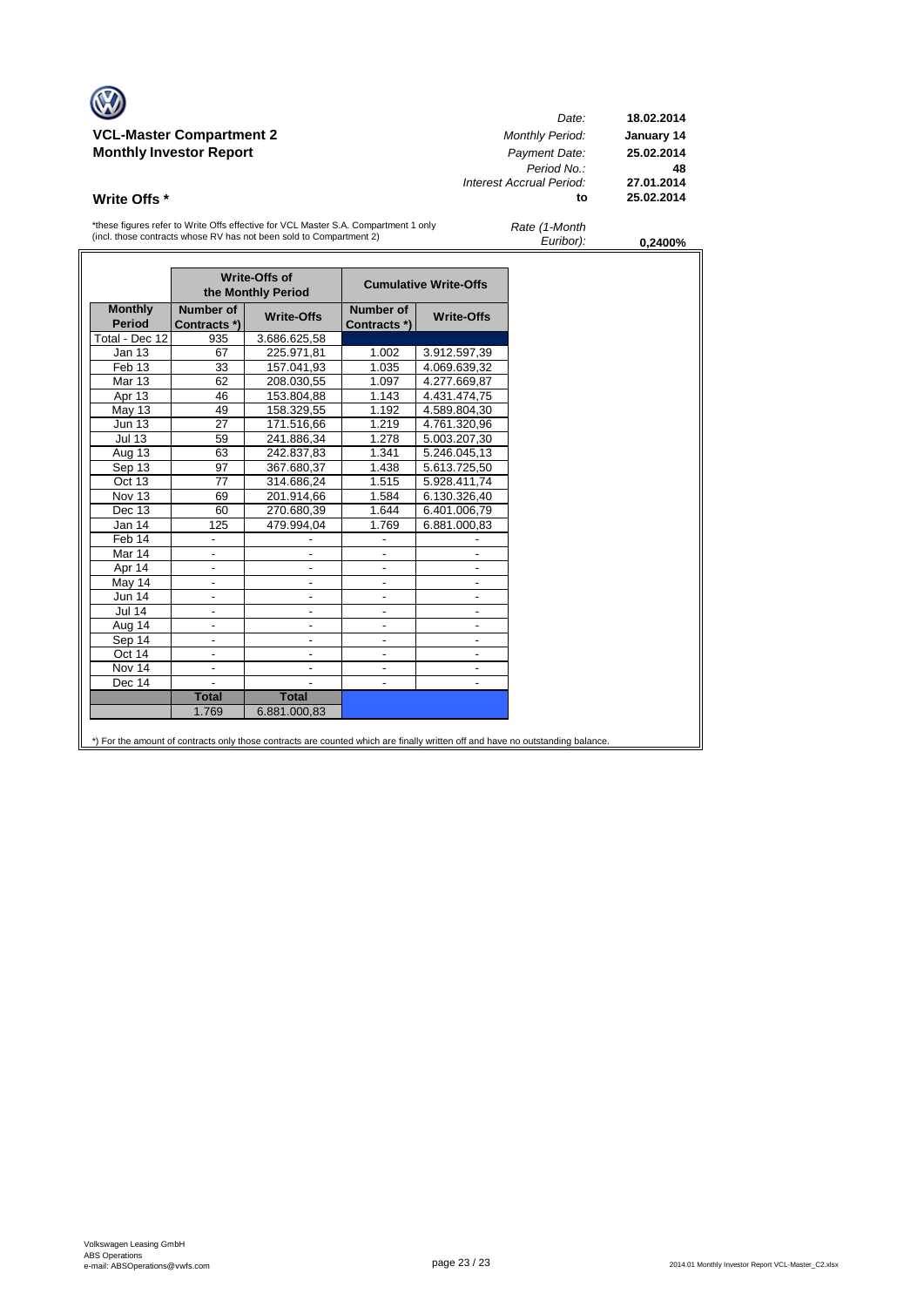**VCL-Master Compartment 2**
**Monthly Investor Report**

| | |
|---|---|
| *Date:* | **18.02.2014** |
| *Monthly Period:* | **January 14** |
| *Payment Date:* | **25.02.2014** |
| *Period No.:* | **48** |
| *Interest Accrual Period:* | **27.01.2014** |
| **to** | **25.02.2014** |
| *Rate (1-Month Euribor):* | **0,2400%** |

## Write Offs *

*these figures refer to Write Offs effective for VCL Master S.A. Compartment 1 only
(incl. those contracts whose RV has not been sold to Compartment 2)

| | Write-Offs of the Monthly Period | | Cumulative Write-Offs | |
|---|---|---|---|---|
| **Monthly Period** | **Number of Contracts *)** | **Write-Offs** | **Number of Contracts *)** | **Write-Offs** |
| Total - Dec 12 | 935 | 3.686.625,58 | | |
| Jan 13 | 67 | 225.971,81 | 1.002 | 3.912.597,39 |
| Feb 13 | 33 | 157.041,93 | 1.035 | 4.069.639,32 |
| Mar 13 | 62 | 208.030,55 | 1.097 | 4.277.669,87 |
| Apr 13 | 46 | 153.804,88 | 1.143 | 4.431.474,75 |
| May 13 | 49 | 158.329,55 | 1.192 | 4.589.804,30 |
| Jun 13 | 27 | 171.516,66 | 1.219 | 4.761.320,96 |
| Jul 13 | 59 | 241.886,34 | 1.278 | 5.003.207,30 |
| Aug 13 | 63 | 242.837,83 | 1.341 | 5.246.045,13 |
| Sep 13 | 97 | 367.680,37 | 1.438 | 5.613.725,50 |
| Oct 13 | 77 | 314.686,24 | 1.515 | 5.928.411,74 |
| Nov 13 | 69 | 201.914,66 | 1.584 | 6.130.326,40 |
| Dec 13 | 60 | 270.680,39 | 1.644 | 6.401.006,79 |
| Jan 14 | 125 | 479.994,04 | 1.769 | 6.881.000,83 |
| Feb 14 | - | - | - | - |
| Mar 14 | - | - | - | - |
| Apr 14 | - | - | - | - |
| May 14 | - | - | - | - |
| Jun 14 | - | - | - | - |
| Jul 14 | - | - | - | - |
| Aug 14 | - | - | - | - |
| Sep 14 | - | - | - | - |
| Oct 14 | - | - | - | - |
| Nov 14 | - | - | - | - |
| Dec 14 | - | - | - | - |
| | **Total** | **Total** | | |
| | 1.769 | 6.881.000,83 | | |

*) For the amount of contracts only those contracts are counted which are finally written off and have no outstanding balance.